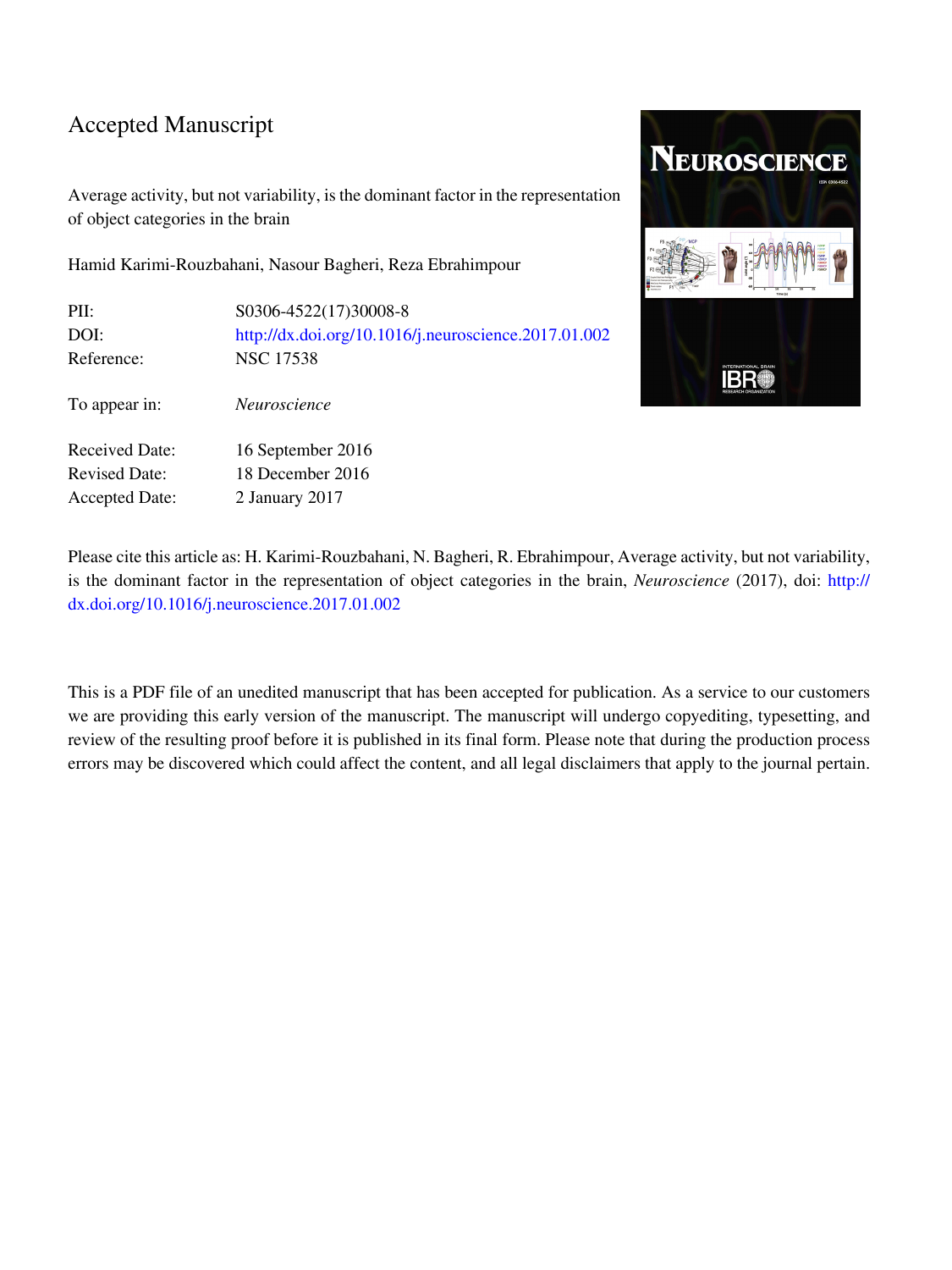# Accepted Manuscript

Average activity, but not variability, is the dominant factor in the representation of object categories in the brain

Hamid Karimi-Rouzbahani, Nasour Bagheri, Reza Ebrahimpour

| | |
|---|---|
| PII: | S0306-4522(17)30008-8 |
| DOI: | http://dx.doi.org/10.1016/j.neuroscience.2017.01.002 |
| Reference: | NSC 17538 |
| To appear in: | *Neuroscience* |
| Received Date: | 16 September 2016 |
| Revised Date: | 18 December 2016 |
| Accepted Date: | 2 January 2017 |

Please cite this article as: H. Karimi-Rouzbahani, N. Bagheri, R. Ebrahimpour, Average activity, but not variability, is the dominant factor in the representation of object categories in the brain, *Neuroscience* (2017), doi: http://dx.doi.org/10.1016/j.neuroscience.2017.01.002

This is a PDF file of an unedited manuscript that has been accepted for publication. As a service to our customers we are providing this early version of the manuscript. The manuscript will undergo copyediting, typesetting, and review of the resulting proof before it is published in its final form. Please note that during the production process errors may be discovered which could affect the content, and all legal disclaimers that apply to the journal pertain.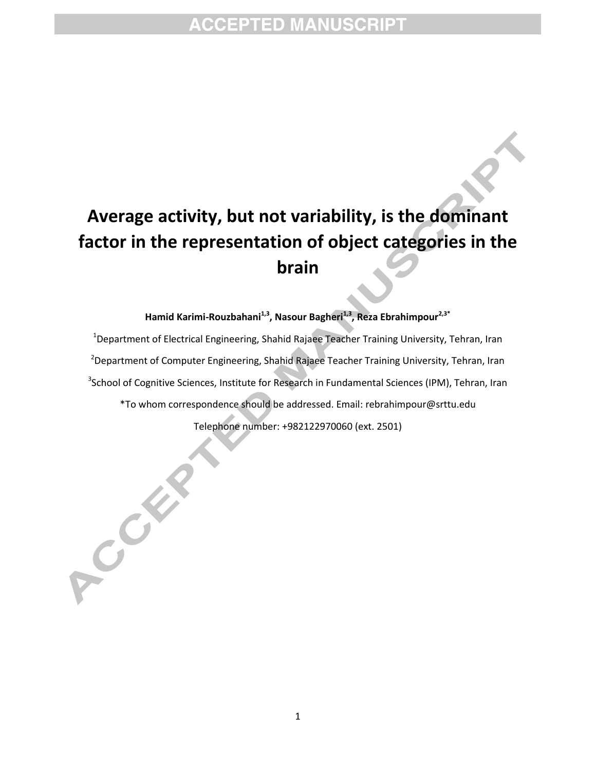# Average activity, but not variability, is the dominant factor in the representation of object categories in the brain

**Hamid Karimi-Rouzbahani[1,3], Nasour Bagheri[1,3], Reza Ebrahimpour[2,3*]**

[1]Department of Electrical Engineering, Shahid Rajaee Teacher Training University, Tehran, Iran

[2]Department of Computer Engineering, Shahid Rajaee Teacher Training University, Tehran, Iran

[3]School of Cognitive Sciences, Institute for Research in Fundamental Sciences (IPM), Tehran, Iran

*To whom correspondence should be addressed. Email: rebrahimpour@srttu.edu

Telephone number: +982122970060 (ext. 2501)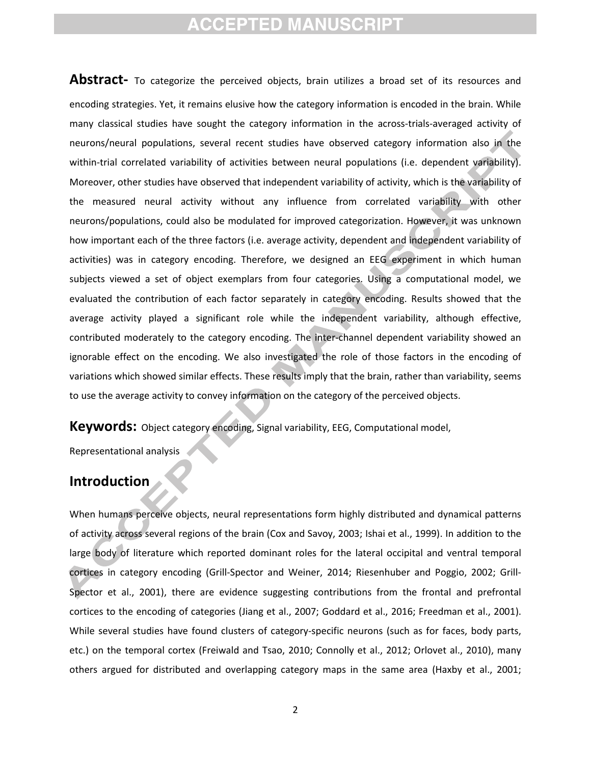**Abstract-** To categorize the perceived objects, brain utilizes a broad set of its resources and encoding strategies. Yet, it remains elusive how the category information is encoded in the brain. While many classical studies have sought the category information in the across-trials-averaged activity of neurons/neural populations, several recent studies have observed category information also in the within-trial correlated variability of activities between neural populations (i.e. dependent variability). Moreover, other studies have observed that independent variability of activity, which is the variability of the measured neural activity without any influence from correlated variability with other neurons/populations, could also be modulated for improved categorization. However, it was unknown how important each of the three factors (i.e. average activity, dependent and independent variability of activities) was in category encoding. Therefore, we designed an EEG experiment in which human subjects viewed a set of object exemplars from four categories. Using a computational model, we evaluated the contribution of each factor separately in category encoding. Results showed that the average activity played a significant role while the independent variability, although effective, contributed moderately to the category encoding. The inter-channel dependent variability showed an ignorable effect on the encoding. We also investigated the role of those factors in the encoding of variations which showed similar effects. These results imply that the brain, rather than variability, seems to use the average activity to convey information on the category of the perceived objects.

**Keywords:** Object category encoding, Signal variability, EEG, Computational model, Representational analysis

## Introduction

When humans perceive objects, neural representations form highly distributed and dynamical patterns of activity across several regions of the brain (Cox and Savoy, 2003; Ishai et al., 1999). In addition to the large body of literature which reported dominant roles for the lateral occipital and ventral temporal cortices in category encoding (Grill-Spector and Weiner, 2014; Riesenhuber and Poggio, 2002; Grill-Spector et al., 2001), there are evidence suggesting contributions from the frontal and prefrontal cortices to the encoding of categories (Jiang et al., 2007; Goddard et al., 2016; Freedman et al., 2001). While several studies have found clusters of category-specific neurons (such as for faces, body parts, etc.) on the temporal cortex (Freiwald and Tsao, 2010; Connolly et al., 2012; Orlovet al., 2010), many others argued for distributed and overlapping category maps in the same area (Haxby et al., 2001;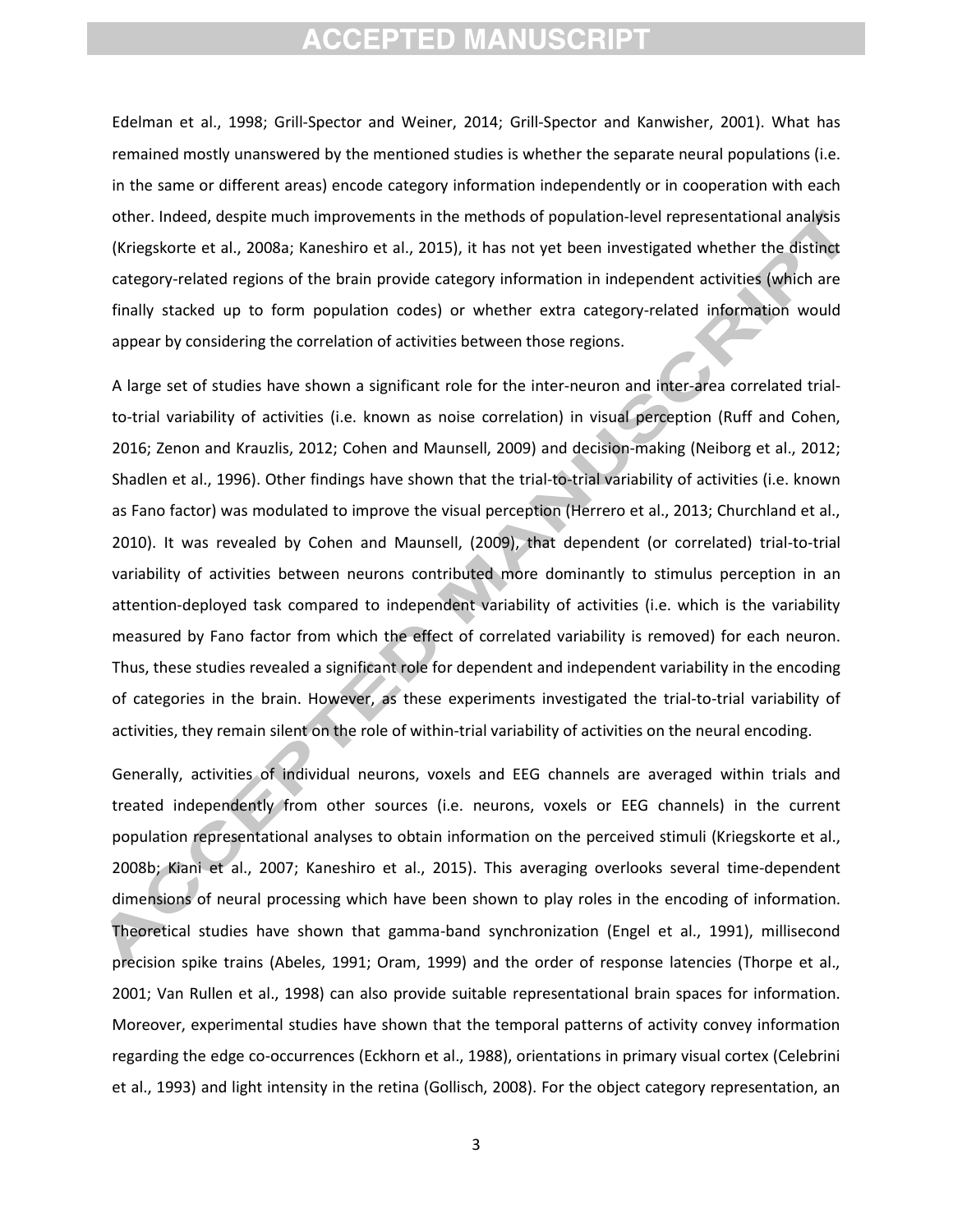Edelman et al., 1998; Grill-Spector and Weiner, 2014; Grill-Spector and Kanwisher, 2001). What has remained mostly unanswered by the mentioned studies is whether the separate neural populations (i.e. in the same or different areas) encode category information independently or in cooperation with each other. Indeed, despite much improvements in the methods of population-level representational analysis (Kriegskorte et al., 2008a; Kaneshiro et al., 2015), it has not yet been investigated whether the distinct category-related regions of the brain provide category information in independent activities (which are finally stacked up to form population codes) or whether extra category-related information would appear by considering the correlation of activities between those regions.

A large set of studies have shown a significant role for the inter-neuron and inter-area correlated trial-to-trial variability of activities (i.e. known as noise correlation) in visual perception (Ruff and Cohen, 2016; Zenon and Krauzlis, 2012; Cohen and Maunsell, 2009) and decision-making (Neiborg et al., 2012; Shadlen et al., 1996). Other findings have shown that the trial-to-trial variability of activities (i.e. known as Fano factor) was modulated to improve the visual perception (Herrero et al., 2013; Churchland et al., 2010). It was revealed by Cohen and Maunsell, (2009), that dependent (or correlated) trial-to-trial variability of activities between neurons contributed more dominantly to stimulus perception in an attention-deployed task compared to independent variability of activities (i.e. which is the variability measured by Fano factor from which the effect of correlated variability is removed) for each neuron. Thus, these studies revealed a significant role for dependent and independent variability in the encoding of categories in the brain. However, as these experiments investigated the trial-to-trial variability of activities, they remain silent on the role of within-trial variability of activities on the neural encoding.

Generally, activities of individual neurons, voxels and EEG channels are averaged within trials and treated independently from other sources (i.e. neurons, voxels or EEG channels) in the current population representational analyses to obtain information on the perceived stimuli (Kriegskorte et al., 2008b; Kiani et al., 2007; Kaneshiro et al., 2015). This averaging overlooks several time-dependent dimensions of neural processing which have been shown to play roles in the encoding of information. Theoretical studies have shown that gamma-band synchronization (Engel et al., 1991), millisecond precision spike trains (Abeles, 1991; Oram, 1999) and the order of response latencies (Thorpe et al., 2001; Van Rullen et al., 1998) can also provide suitable representational brain spaces for information. Moreover, experimental studies have shown that the temporal patterns of activity convey information regarding the edge co-occurrences (Eckhorn et al., 1988), orientations in primary visual cortex (Celebrini et al., 1993) and light intensity in the retina (Gollisch, 2008). For the object category representation, an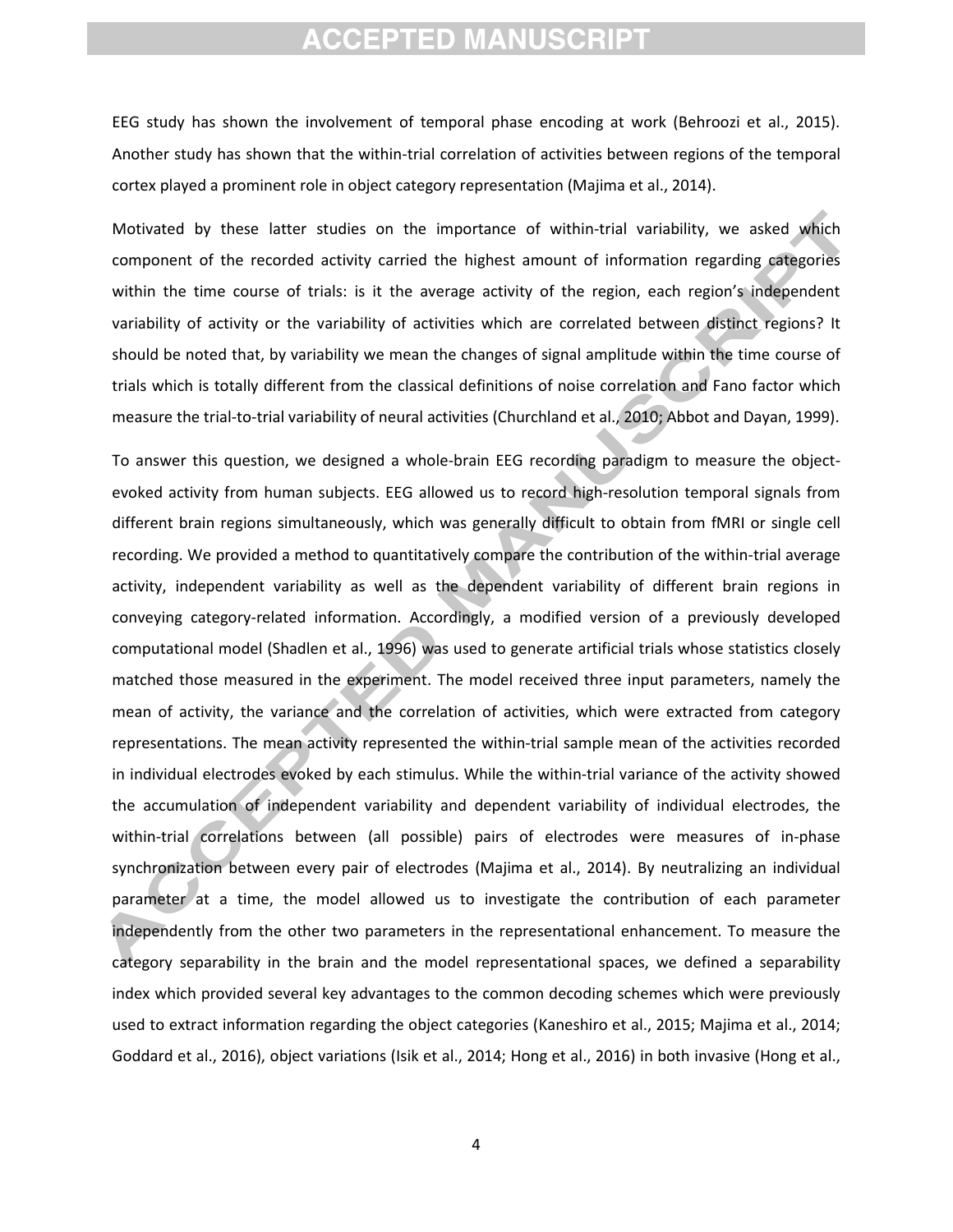EEG study has shown the involvement of temporal phase encoding at work (Behroozi et al., 2015). Another study has shown that the within-trial correlation of activities between regions of the temporal cortex played a prominent role in object category representation (Majima et al., 2014).

Motivated by these latter studies on the importance of within-trial variability, we asked which component of the recorded activity carried the highest amount of information regarding categories within the time course of trials: is it the average activity of the region, each region's independent variability of activity or the variability of activities which are correlated between distinct regions? It should be noted that, by variability we mean the changes of signal amplitude within the time course of trials which is totally different from the classical definitions of noise correlation and Fano factor which measure the trial-to-trial variability of neural activities (Churchland et al., 2010; Abbot and Dayan, 1999).

To answer this question, we designed a whole-brain EEG recording paradigm to measure the object-evoked activity from human subjects. EEG allowed us to record high-resolution temporal signals from different brain regions simultaneously, which was generally difficult to obtain from fMRI or single cell recording. We provided a method to quantitatively compare the contribution of the within-trial average activity, independent variability as well as the dependent variability of different brain regions in conveying category-related information. Accordingly, a modified version of a previously developed computational model (Shadlen et al., 1996) was used to generate artificial trials whose statistics closely matched those measured in the experiment. The model received three input parameters, namely the mean of activity, the variance and the correlation of activities, which were extracted from category representations. The mean activity represented the within-trial sample mean of the activities recorded in individual electrodes evoked by each stimulus. While the within-trial variance of the activity showed the accumulation of independent variability and dependent variability of individual electrodes, the within-trial correlations between (all possible) pairs of electrodes were measures of in-phase synchronization between every pair of electrodes (Majima et al., 2014). By neutralizing an individual parameter at a time, the model allowed us to investigate the contribution of each parameter independently from the other two parameters in the representational enhancement. To measure the category separability in the brain and the model representational spaces, we defined a separability index which provided several key advantages to the common decoding schemes which were previously used to extract information regarding the object categories (Kaneshiro et al., 2015; Majima et al., 2014; Goddard et al., 2016), object variations (Isik et al., 2014; Hong et al., 2016) in both invasive (Hong et al.,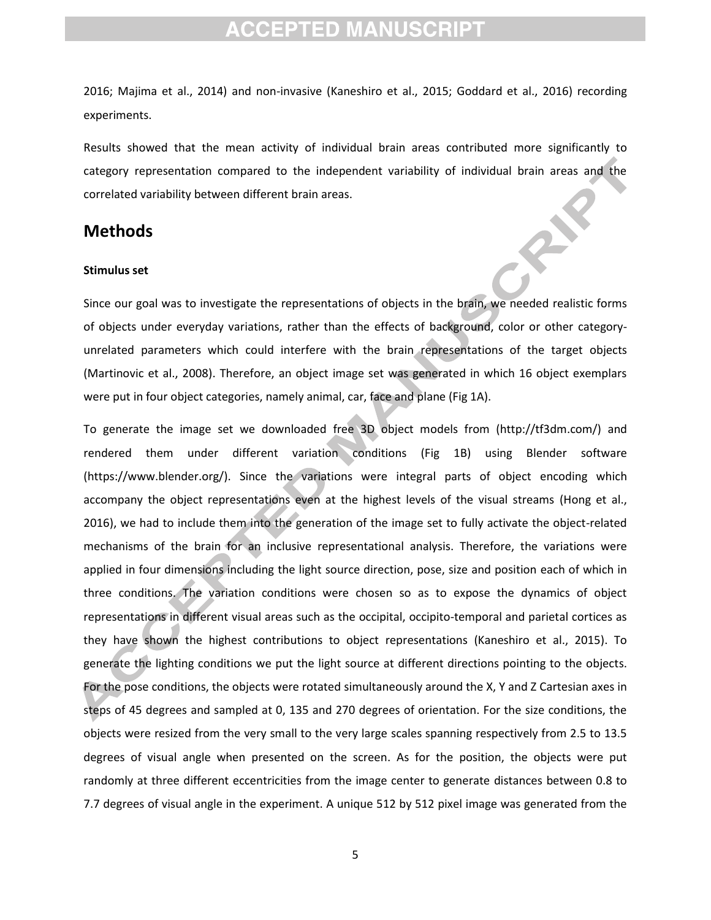2016; Majima et al., 2014) and non-invasive (Kaneshiro et al., 2015; Goddard et al., 2016) recording experiments.

Results showed that the mean activity of individual brain areas contributed more significantly to category representation compared to the independent variability of individual brain areas and the correlated variability between different brain areas.

## Methods

#### Stimulus set

Since our goal was to investigate the representations of objects in the brain, we needed realistic forms of objects under everyday variations, rather than the effects of background, color or other category-unrelated parameters which could interfere with the brain representations of the target objects (Martinovic et al., 2008). Therefore, an object image set was generated in which 16 object exemplars were put in four object categories, namely animal, car, face and plane (Fig 1A).

To generate the image set we downloaded free 3D object models from (http://tf3dm.com/) and rendered them under different variation conditions (Fig 1B) using Blender software (https://www.blender.org/). Since the variations were integral parts of object encoding which accompany the object representations even at the highest levels of the visual streams (Hong et al., 2016), we had to include them into the generation of the image set to fully activate the object-related mechanisms of the brain for an inclusive representational analysis. Therefore, the variations were applied in four dimensions including the light source direction, pose, size and position each of which in three conditions. The variation conditions were chosen so as to expose the dynamics of object representations in different visual areas such as the occipital, occipito-temporal and parietal cortices as they have shown the highest contributions to object representations (Kaneshiro et al., 2015). To generate the lighting conditions we put the light source at different directions pointing to the objects. For the pose conditions, the objects were rotated simultaneously around the X, Y and Z Cartesian axes in steps of 45 degrees and sampled at 0, 135 and 270 degrees of orientation. For the size conditions, the objects were resized from the very small to the very large scales spanning respectively from 2.5 to 13.5 degrees of visual angle when presented on the screen. As for the position, the objects were put randomly at three different eccentricities from the image center to generate distances between 0.8 to 7.7 degrees of visual angle in the experiment. A unique 512 by 512 pixel image was generated from the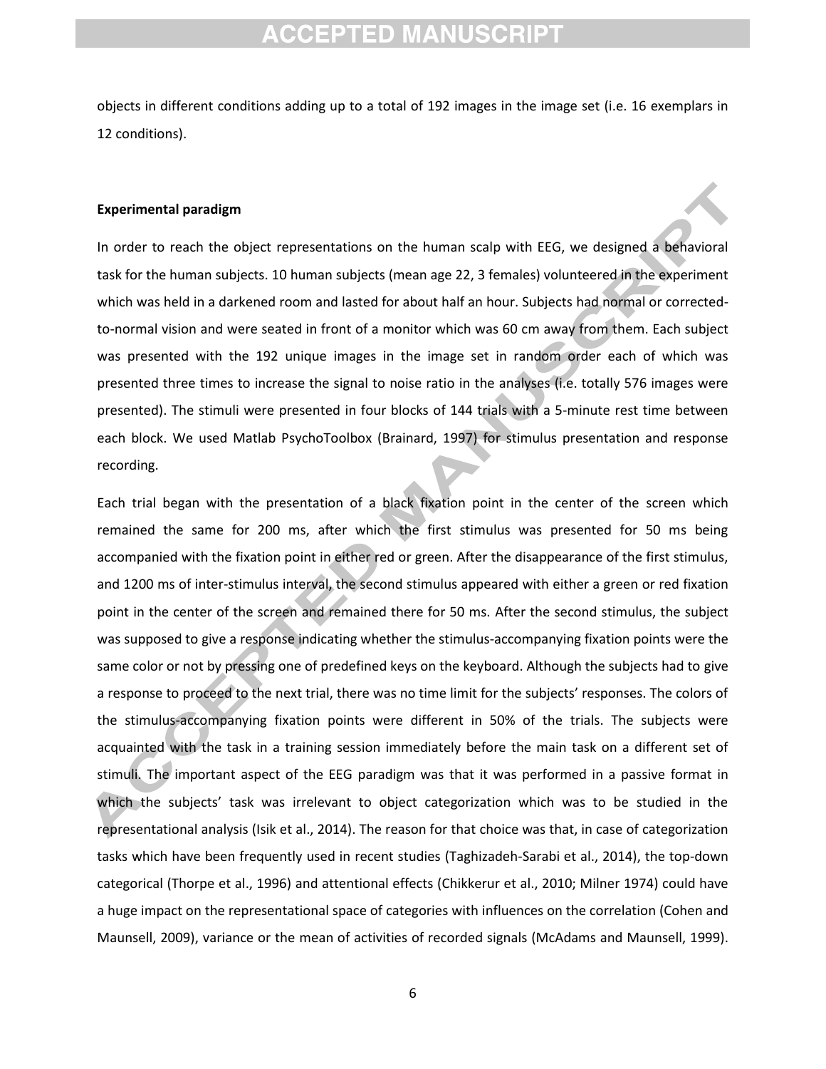objects in different conditions adding up to a total of 192 images in the image set (i.e. 16 exemplars in 12 conditions).

**Experimental paradigm**

In order to reach the object representations on the human scalp with EEG, we designed a behavioral task for the human subjects. 10 human subjects (mean age 22, 3 females) volunteered in the experiment which was held in a darkened room and lasted for about half an hour. Subjects had normal or corrected-to-normal vision and were seated in front of a monitor which was 60 cm away from them. Each subject was presented with the 192 unique images in the image set in random order each of which was presented three times to increase the signal to noise ratio in the analyses (i.e. totally 576 images were presented). The stimuli were presented in four blocks of 144 trials with a 5-minute rest time between each block. We used Matlab PsychoToolbox (Brainard, 1997) for stimulus presentation and response recording.

Each trial began with the presentation of a black fixation point in the center of the screen which remained the same for 200 ms, after which the first stimulus was presented for 50 ms being accompanied with the fixation point in either red or green. After the disappearance of the first stimulus, and 1200 ms of inter-stimulus interval, the second stimulus appeared with either a green or red fixation point in the center of the screen and remained there for 50 ms. After the second stimulus, the subject was supposed to give a response indicating whether the stimulus-accompanying fixation points were the same color or not by pressing one of predefined keys on the keyboard. Although the subjects had to give a response to proceed to the next trial, there was no time limit for the subjects' responses. The colors of the stimulus-accompanying fixation points were different in 50% of the trials. The subjects were acquainted with the task in a training session immediately before the main task on a different set of stimuli. The important aspect of the EEG paradigm was that it was performed in a passive format in which the subjects' task was irrelevant to object categorization which was to be studied in the representational analysis (Isik et al., 2014). The reason for that choice was that, in case of categorization tasks which have been frequently used in recent studies (Taghizadeh-Sarabi et al., 2014), the top-down categorical (Thorpe et al., 1996) and attentional effects (Chikkerur et al., 2010; Milner 1974) could have a huge impact on the representational space of categories with influences on the correlation (Cohen and Maunsell, 2009), variance or the mean of activities of recorded signals (McAdams and Maunsell, 1999).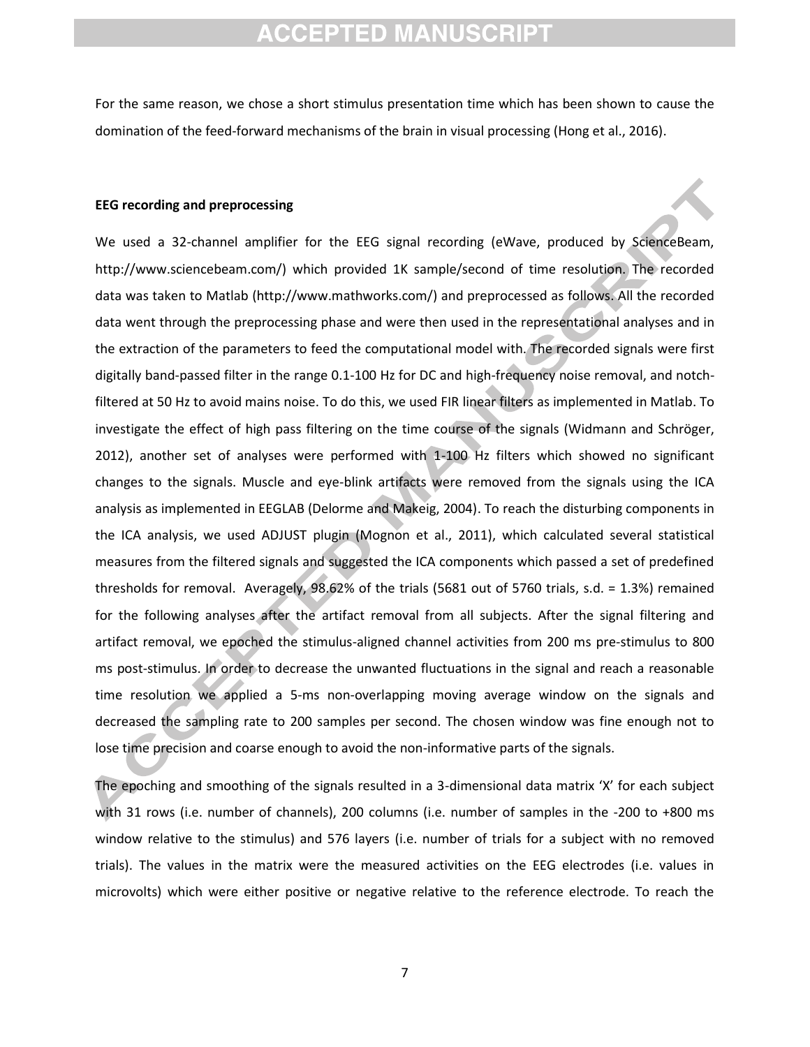For the same reason, we chose a short stimulus presentation time which has been shown to cause the domination of the feed-forward mechanisms of the brain in visual processing (Hong et al., 2016).

**EEG recording and preprocessing**

We used a 32-channel amplifier for the EEG signal recording (eWave, produced by ScienceBeam, http://www.sciencebeam.com/) which provided 1K sample/second of time resolution. The recorded data was taken to Matlab (http://www.mathworks.com/) and preprocessed as follows. All the recorded data went through the preprocessing phase and were then used in the representational analyses and in the extraction of the parameters to feed the computational model with. The recorded signals were first digitally band-passed filter in the range 0.1-100 Hz for DC and high-frequency noise removal, and notch-filtered at 50 Hz to avoid mains noise. To do this, we used FIR linear filters as implemented in Matlab. To investigate the effect of high pass filtering on the time course of the signals (Widmann and Schröger, 2012), another set of analyses were performed with 1-100 Hz filters which showed no significant changes to the signals. Muscle and eye-blink artifacts were removed from the signals using the ICA analysis as implemented in EEGLAB (Delorme and Makeig, 2004). To reach the disturbing components in the ICA analysis, we used ADJUST plugin (Mognon et al., 2011), which calculated several statistical measures from the filtered signals and suggested the ICA components which passed a set of predefined thresholds for removal. Averagely, 98.62% of the trials (5681 out of 5760 trials, s.d. = 1.3%) remained for the following analyses after the artifact removal from all subjects. After the signal filtering and artifact removal, we epoched the stimulus-aligned channel activities from 200 ms pre-stimulus to 800 ms post-stimulus. In order to decrease the unwanted fluctuations in the signal and reach a reasonable time resolution we applied a 5-ms non-overlapping moving average window on the signals and decreased the sampling rate to 200 samples per second. The chosen window was fine enough not to lose time precision and coarse enough to avoid the non-informative parts of the signals.

The epoching and smoothing of the signals resulted in a 3-dimensional data matrix 'X' for each subject with 31 rows (i.e. number of channels), 200 columns (i.e. number of samples in the -200 to +800 ms window relative to the stimulus) and 576 layers (i.e. number of trials for a subject with no removed trials). The values in the matrix were the measured activities on the EEG electrodes (i.e. values in microvolts) which were either positive or negative relative to the reference electrode. To reach the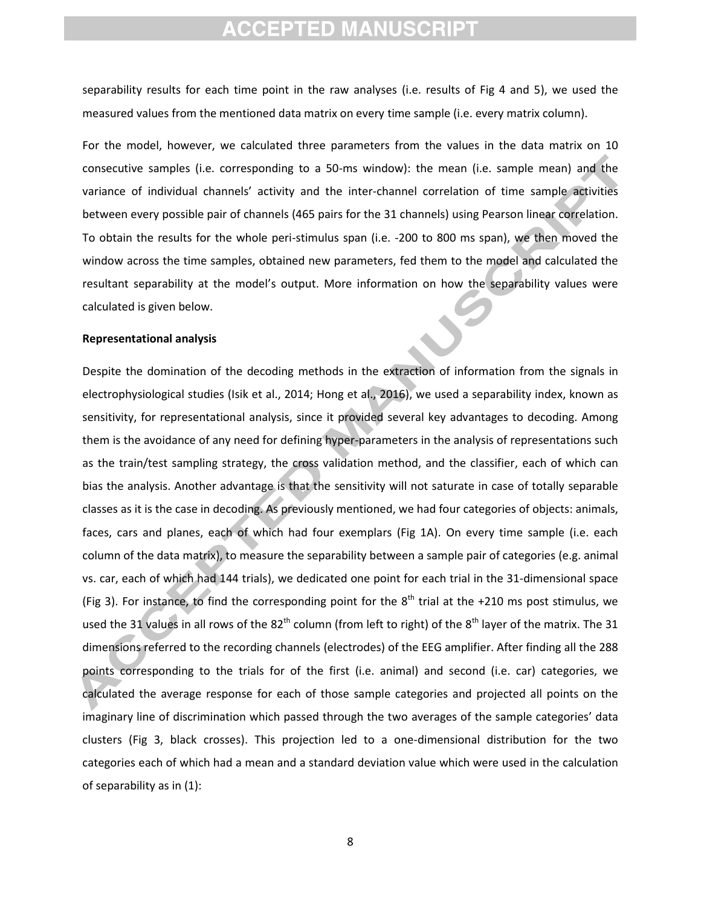separability results for each time point in the raw analyses (i.e. results of Fig 4 and 5), we used the measured values from the mentioned data matrix on every time sample (i.e. every matrix column).

For the model, however, we calculated three parameters from the values in the data matrix on 10 consecutive samples (i.e. corresponding to a 50-ms window): the mean (i.e. sample mean) and the variance of individual channels' activity and the inter-channel correlation of time sample activities between every possible pair of channels (465 pairs for the 31 channels) using Pearson linear correlation. To obtain the results for the whole peri-stimulus span (i.e. -200 to 800 ms span), we then moved the window across the time samples, obtained new parameters, fed them to the model and calculated the resultant separability at the model's output. More information on how the separability values were calculated is given below.

**Representational analysis**

Despite the domination of the decoding methods in the extraction of information from the signals in electrophysiological studies (Isik et al., 2014; Hong et al., 2016), we used a separability index, known as sensitivity, for representational analysis, since it provided several key advantages to decoding. Among them is the avoidance of any need for defining hyper-parameters in the analysis of representations such as the train/test sampling strategy, the cross validation method, and the classifier, each of which can bias the analysis. Another advantage is that the sensitivity will not saturate in case of totally separable classes as it is the case in decoding. As previously mentioned, we had four categories of objects: animals, faces, cars and planes, each of which had four exemplars (Fig 1A). On every time sample (i.e. each column of the data matrix), to measure the separability between a sample pair of categories (e.g. animal vs. car, each of which had 144 trials), we dedicated one point for each trial in the 31-dimensional space (Fig 3). For instance, to find the corresponding point for the 8th trial at the +210 ms post stimulus, we used the 31 values in all rows of the 82nd column (from left to right) of the 8th layer of the matrix. The 31 dimensions referred to the recording channels (electrodes) of the EEG amplifier. After finding all the 288 points corresponding to the trials for of the first (i.e. animal) and second (i.e. car) categories, we calculated the average response for each of those sample categories and projected all points on the imaginary line of discrimination which passed through the two averages of the sample categories' data clusters (Fig 3, black crosses). This projection led to a one-dimensional distribution for the two categories each of which had a mean and a standard deviation value which were used in the calculation of separability as in (1):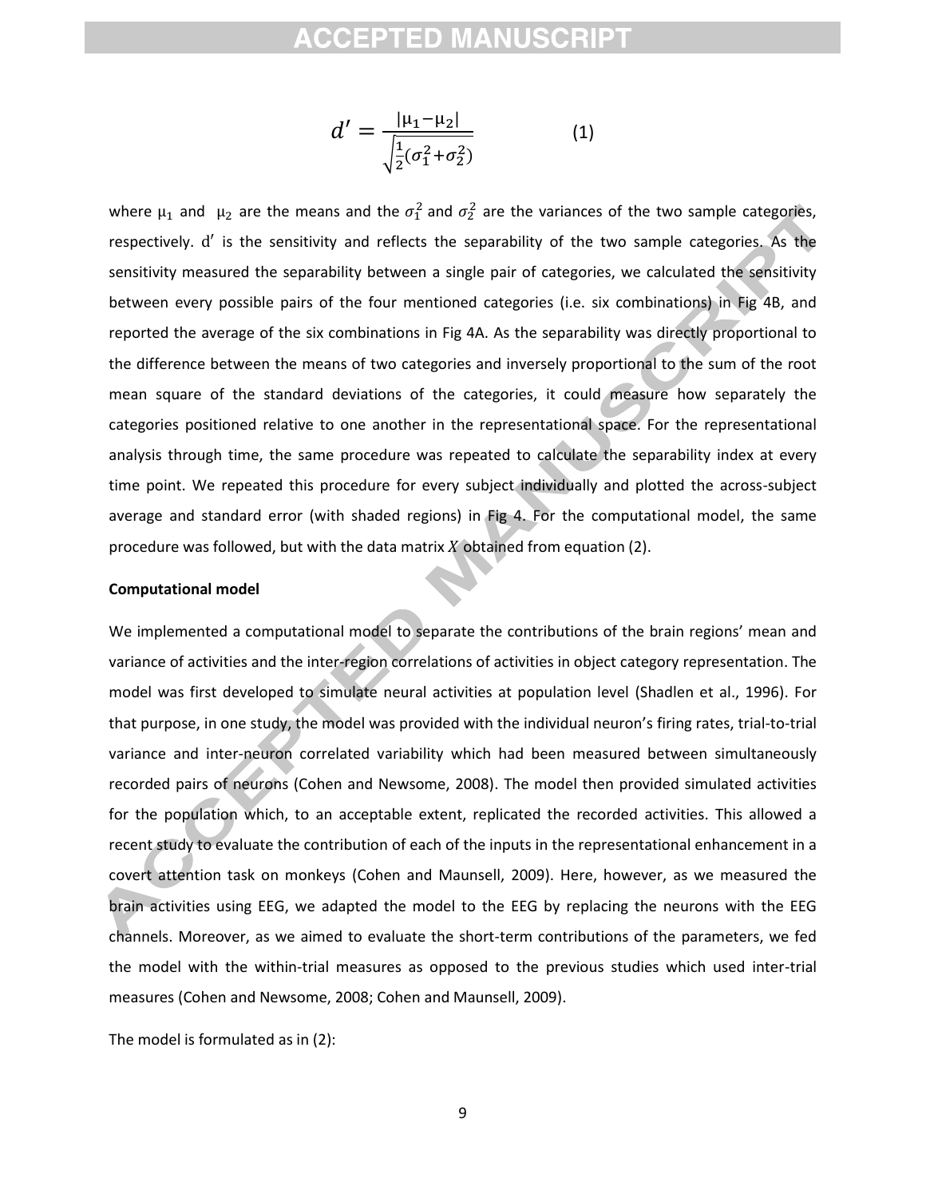$$d' = \frac{|\mu_1 - \mu_2|}{\sqrt{\frac{1}{2}(\sigma_1^2 + \sigma_2^2)}} \qquad (1)$$

where $\mu_1$ and $\mu_2$ are the means and the $\sigma_1^2$ and $\sigma_2^2$ are the variances of the two sample categories, respectively. $d'$ is the sensitivity and reflects the separability of the two sample categories. As the sensitivity measured the separability between a single pair of categories, we calculated the sensitivity between every possible pairs of the four mentioned categories (i.e. six combinations) in Fig 4B, and reported the average of the six combinations in Fig 4A. As the separability was directly proportional to the difference between the means of two categories and inversely proportional to the sum of the root mean square of the standard deviations of the categories, it could measure how separately the categories positioned relative to one another in the representational space. For the representational analysis through time, the same procedure was repeated to calculate the separability index at every time point. We repeated this procedure for every subject individually and plotted the across-subject average and standard error (with shaded regions) in Fig 4. For the computational model, the same procedure was followed, but with the data matrix $X$ obtained from equation (2).

**Computational model**

We implemented a computational model to separate the contributions of the brain regions' mean and variance of activities and the inter-region correlations of activities in object category representation. The model was first developed to simulate neural activities at population level (Shadlen et al., 1996). For that purpose, in one study, the model was provided with the individual neuron's firing rates, trial-to-trial variance and inter-neuron correlated variability which had been measured between simultaneously recorded pairs of neurons (Cohen and Newsome, 2008). The model then provided simulated activities for the population which, to an acceptable extent, replicated the recorded activities. This allowed a recent study to evaluate the contribution of each of the inputs in the representational enhancement in a covert attention task on monkeys (Cohen and Maunsell, 2009). Here, however, as we measured the brain activities using EEG, we adapted the model to the EEG by replacing the neurons with the EEG channels. Moreover, as we aimed to evaluate the short-term contributions of the parameters, we fed the model with the within-trial measures as opposed to the previous studies which used inter-trial measures (Cohen and Newsome, 2008; Cohen and Maunsell, 2009).

The model is formulated as in (2):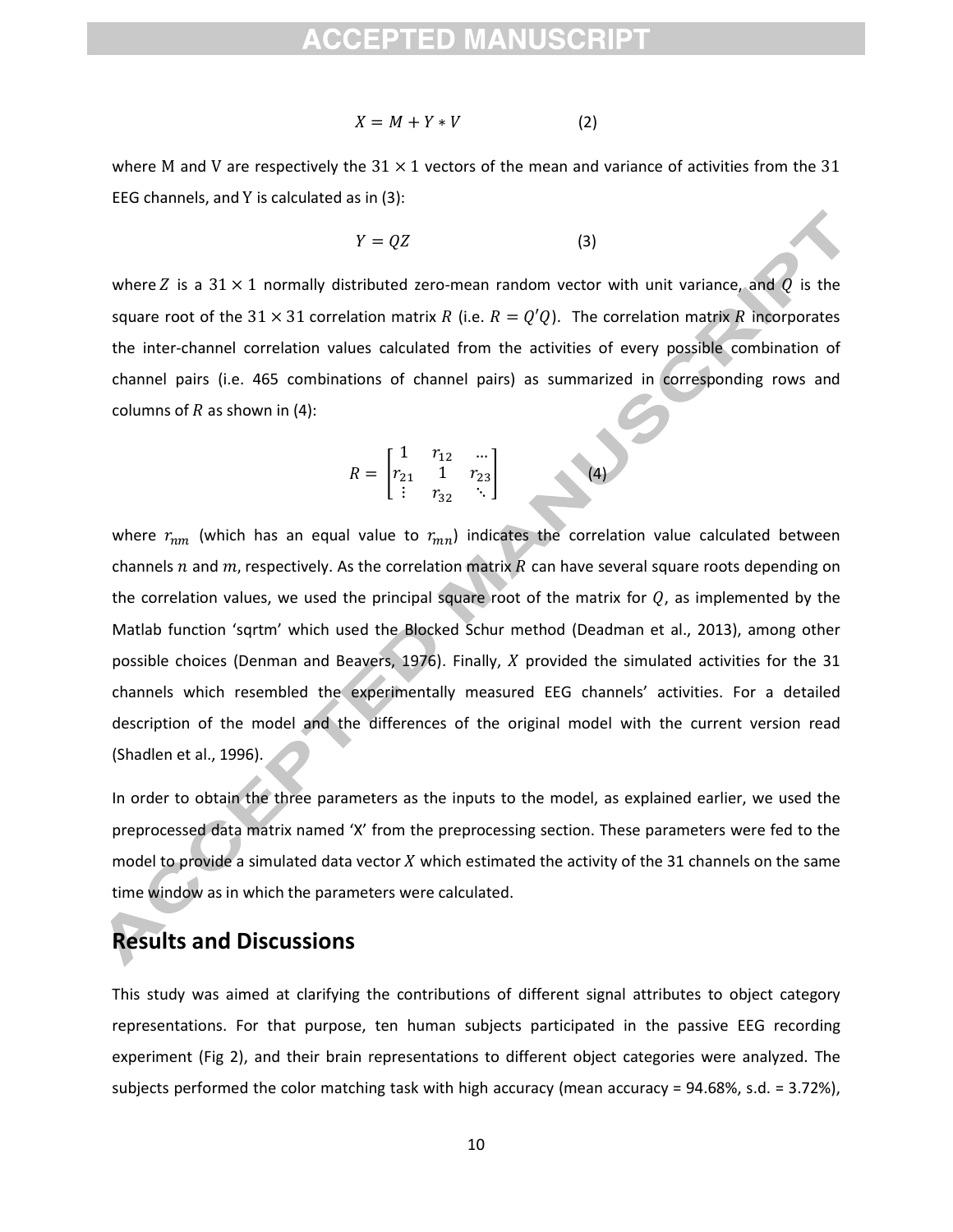$$X = M + Y * V \quad (2)$$

where M and V are respectively the $31 \times 1$ vectors of the mean and variance of activities from the 31 EEG channels, and Y is calculated as in (3):

$$Y = QZ \quad (3)$$

where $Z$ is a $31 \times 1$ normally distributed zero-mean random vector with unit variance, and $Q$ is the square root of the $31 \times 31$ correlation matrix $R$ (i.e. $R = Q'Q$). The correlation matrix $R$ incorporates the inter-channel correlation values calculated from the activities of every possible combination of channel pairs (i.e. 465 combinations of channel pairs) as summarized in corresponding rows and columns of $R$ as shown in (4):

$$R = \begin{bmatrix} 1 & r_{12} & \dots \\ r_{21} & 1 & r_{23} \\ \vdots & r_{32} & \ddots \end{bmatrix} \quad (4)$$

where $r_{nm}$ (which has an equal value to $r_{mn}$) indicates the correlation value calculated between channels $n$ and $m$, respectively. As the correlation matrix $R$ can have several square roots depending on the correlation values, we used the principal square root of the matrix for $Q$, as implemented by the Matlab function 'sqrtm' which used the Blocked Schur method (Deadman et al., 2013), among other possible choices (Denman and Beavers, 1976). Finally, $X$ provided the simulated activities for the 31 channels which resembled the experimentally measured EEG channels' activities. For a detailed description of the model and the differences of the original model with the current version read (Shadlen et al., 1996).

In order to obtain the three parameters as the inputs to the model, as explained earlier, we used the preprocessed data matrix named 'X' from the preprocessing section. These parameters were fed to the model to provide a simulated data vector $X$ which estimated the activity of the 31 channels on the same time window as in which the parameters were calculated.

## Results and Discussions

This study was aimed at clarifying the contributions of different signal attributes to object category representations. For that purpose, ten human subjects participated in the passive EEG recording experiment (Fig 2), and their brain representations to different object categories were analyzed. The subjects performed the color matching task with high accuracy (mean accuracy = 94.68%, s.d. = 3.72%),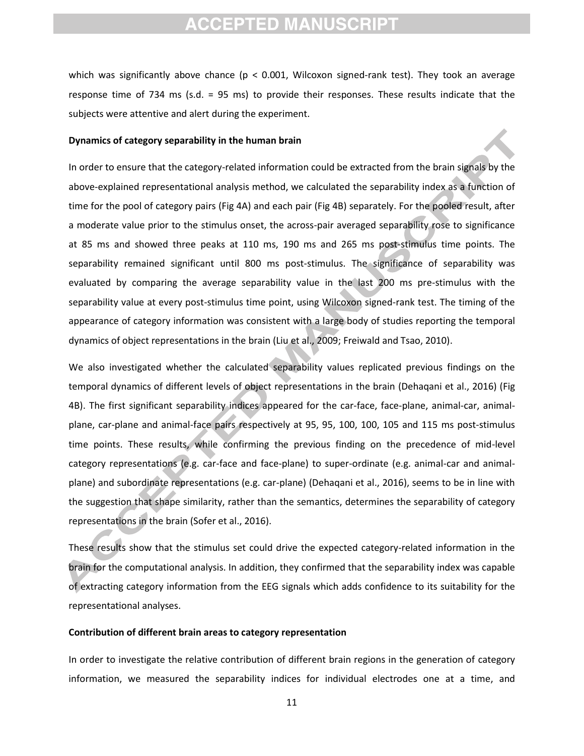which was significantly above chance ($p < 0.001$, Wilcoxon signed-rank test). They took an average response time of 734 ms (s.d. = 95 ms) to provide their responses. These results indicate that the subjects were attentive and alert during the experiment.

**Dynamics of category separability in the human brain**

In order to ensure that the category-related information could be extracted from the brain signals by the above-explained representational analysis method, we calculated the separability index as a function of time for the pool of category pairs (Fig 4A) and each pair (Fig 4B) separately. For the pooled result, after a moderate value prior to the stimulus onset, the across-pair averaged separability rose to significance at 85 ms and showed three peaks at 110 ms, 190 ms and 265 ms post-stimulus time points. The separability remained significant until 800 ms post-stimulus. The significance of separability was evaluated by comparing the average separability value in the last 200 ms pre-stimulus with the separability value at every post-stimulus time point, using Wilcoxon signed-rank test. The timing of the appearance of category information was consistent with a large body of studies reporting the temporal dynamics of object representations in the brain (Liu et al., 2009; Freiwald and Tsao, 2010).

We also investigated whether the calculated separability values replicated previous findings on the temporal dynamics of different levels of object representations in the brain (Dehaqani et al., 2016) (Fig 4B). The first significant separability indices appeared for the car-face, face-plane, animal-car, animal-plane, car-plane and animal-face pairs respectively at 95, 95, 100, 100, 105 and 115 ms post-stimulus time points. These results, while confirming the previous finding on the precedence of mid-level category representations (e.g. car-face and face-plane) to super-ordinate (e.g. animal-car and animal-plane) and subordinate representations (e.g. car-plane) (Dehaqani et al., 2016), seems to be in line with the suggestion that shape similarity, rather than the semantics, determines the separability of category representations in the brain (Sofer et al., 2016).

These results show that the stimulus set could drive the expected category-related information in the brain for the computational analysis. In addition, they confirmed that the separability index was capable of extracting category information from the EEG signals which adds confidence to its suitability for the representational analyses.

**Contribution of different brain areas to category representation**

In order to investigate the relative contribution of different brain regions in the generation of category information, we measured the separability indices for individual electrodes one at a time, and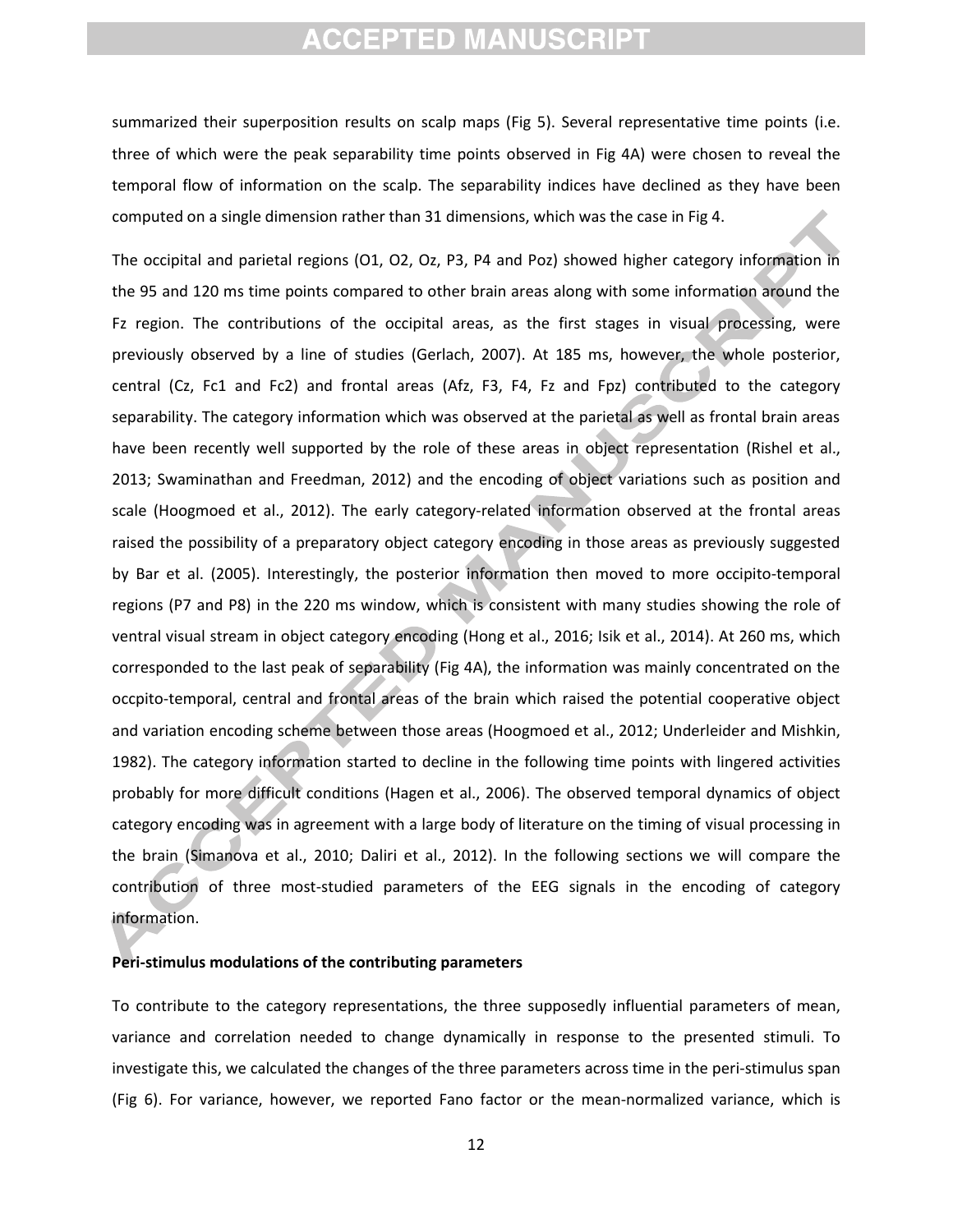summarized their superposition results on scalp maps (Fig 5). Several representative time points (i.e. three of which were the peak separability time points observed in Fig 4A) were chosen to reveal the temporal flow of information on the scalp. The separability indices have declined as they have been computed on a single dimension rather than 31 dimensions, which was the case in Fig 4.

The occipital and parietal regions (O1, O2, Oz, P3, P4 and Poz) showed higher category information in the 95 and 120 ms time points compared to other brain areas along with some information around the Fz region. The contributions of the occipital areas, as the first stages in visual processing, were previously observed by a line of studies (Gerlach, 2007). At 185 ms, however, the whole posterior, central (Cz, Fc1 and Fc2) and frontal areas (Afz, F3, F4, Fz and Fpz) contributed to the category separability. The category information which was observed at the parietal as well as frontal brain areas have been recently well supported by the role of these areas in object representation (Rishel et al., 2013; Swaminathan and Freedman, 2012) and the encoding of object variations such as position and scale (Hoogmoed et al., 2012). The early category-related information observed at the frontal areas raised the possibility of a preparatory object category encoding in those areas as previously suggested by Bar et al. (2005). Interestingly, the posterior information then moved to more occipito-temporal regions (P7 and P8) in the 220 ms window, which is consistent with many studies showing the role of ventral visual stream in object category encoding (Hong et al., 2016; Isik et al., 2014). At 260 ms, which corresponded to the last peak of separability (Fig 4A), the information was mainly concentrated on the occpito-temporal, central and frontal areas of the brain which raised the potential cooperative object and variation encoding scheme between those areas (Hoogmoed et al., 2012; Underleider and Mishkin, 1982). The category information started to decline in the following time points with lingered activities probably for more difficult conditions (Hagen et al., 2006). The observed temporal dynamics of object category encoding was in agreement with a large body of literature on the timing of visual processing in the brain (Simanova et al., 2010; Daliri et al., 2012). In the following sections we will compare the contribution of three most-studied parameters of the EEG signals in the encoding of category information.

**Peri-stimulus modulations of the contributing parameters**

To contribute to the category representations, the three supposedly influential parameters of mean, variance and correlation needed to change dynamically in response to the presented stimuli. To investigate this, we calculated the changes of the three parameters across time in the peri-stimulus span (Fig 6). For variance, however, we reported Fano factor or the mean-normalized variance, which is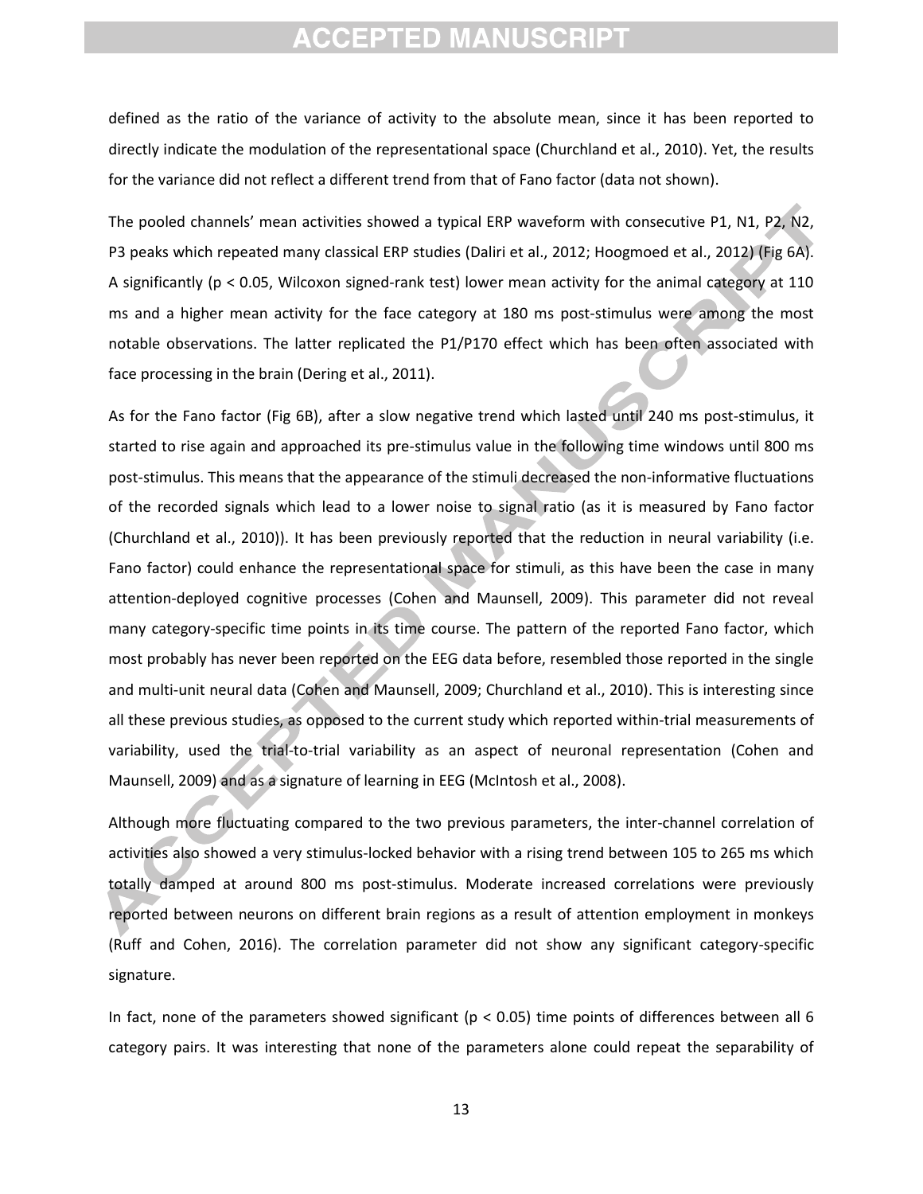defined as the ratio of the variance of activity to the absolute mean, since it has been reported to directly indicate the modulation of the representational space (Churchland et al., 2010). Yet, the results for the variance did not reflect a different trend from that of Fano factor (data not shown).

The pooled channels' mean activities showed a typical ERP waveform with consecutive P1, N1, P2, N2, P3 peaks which repeated many classical ERP studies (Daliri et al., 2012; Hoogmoed et al., 2012) (Fig 6A). A significantly ($p < 0.05$, Wilcoxon signed-rank test) lower mean activity for the animal category at 110 ms and a higher mean activity for the face category at 180 ms post-stimulus were among the most notable observations. The latter replicated the P1/P170 effect which has been often associated with face processing in the brain (Dering et al., 2011).

As for the Fano factor (Fig 6B), after a slow negative trend which lasted until 240 ms post-stimulus, it started to rise again and approached its pre-stimulus value in the following time windows until 800 ms post-stimulus. This means that the appearance of the stimuli decreased the non-informative fluctuations of the recorded signals which lead to a lower noise to signal ratio (as it is measured by Fano factor (Churchland et al., 2010)). It has been previously reported that the reduction in neural variability (i.e. Fano factor) could enhance the representational space for stimuli, as this have been the case in many attention-deployed cognitive processes (Cohen and Maunsell, 2009). This parameter did not reveal many category-specific time points in its time course. The pattern of the reported Fano factor, which most probably has never been reported on the EEG data before, resembled those reported in the single and multi-unit neural data (Cohen and Maunsell, 2009; Churchland et al., 2010). This is interesting since all these previous studies, as opposed to the current study which reported within-trial measurements of variability, used the trial-to-trial variability as an aspect of neuronal representation (Cohen and Maunsell, 2009) and as a signature of learning in EEG (McIntosh et al., 2008).

Although more fluctuating compared to the two previous parameters, the inter-channel correlation of activities also showed a very stimulus-locked behavior with a rising trend between 105 to 265 ms which totally damped at around 800 ms post-stimulus. Moderate increased correlations were previously reported between neurons on different brain regions as a result of attention employment in monkeys (Ruff and Cohen, 2016). The correlation parameter did not show any significant category-specific signature.

In fact, none of the parameters showed significant ($p < 0.05$) time points of differences between all 6 category pairs. It was interesting that none of the parameters alone could repeat the separability of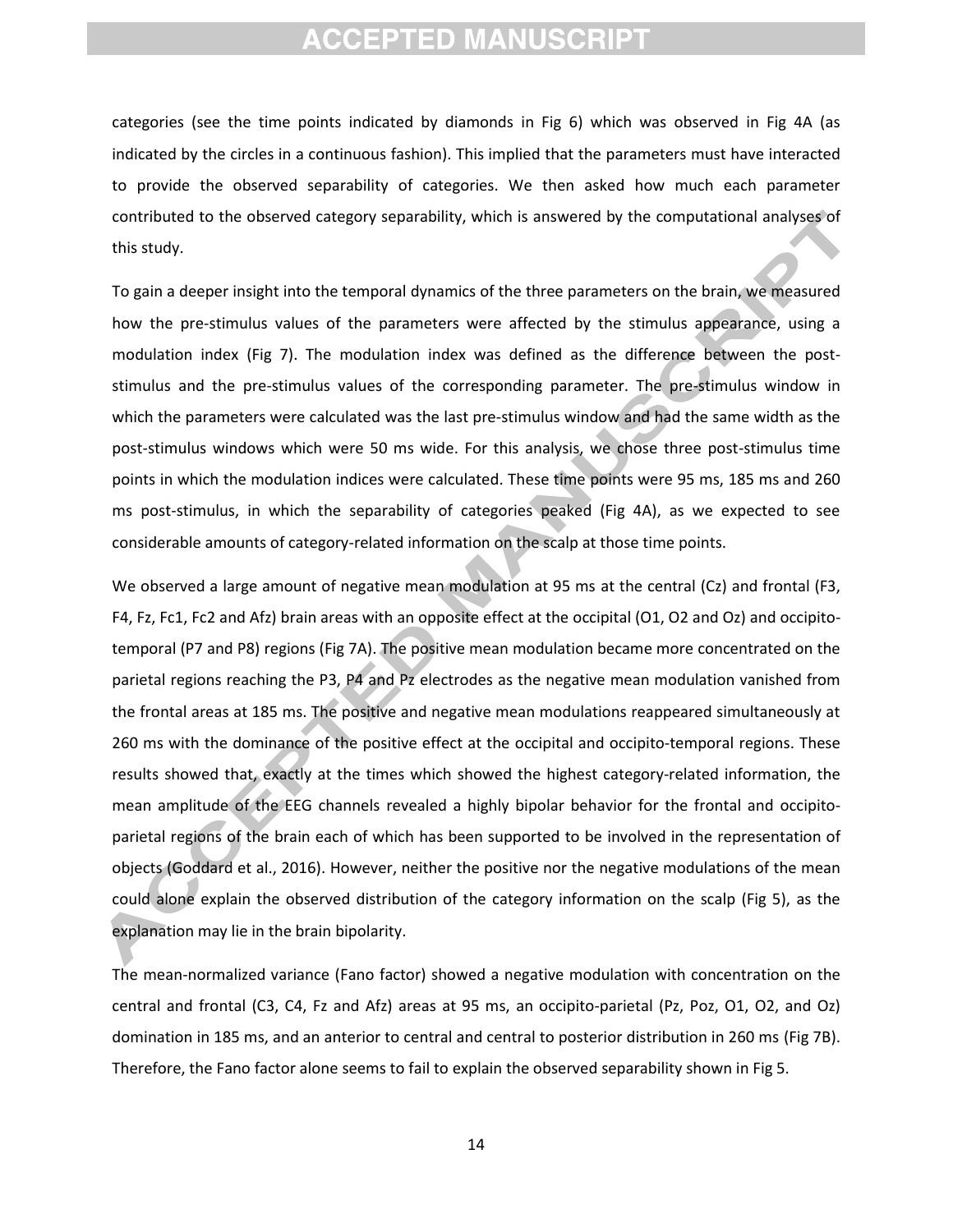categories (see the time points indicated by diamonds in Fig 6) which was observed in Fig 4A (as indicated by the circles in a continuous fashion). This implied that the parameters must have interacted to provide the observed separability of categories. We then asked how much each parameter contributed to the observed category separability, which is answered by the computational analyses of this study.

To gain a deeper insight into the temporal dynamics of the three parameters on the brain, we measured how the pre-stimulus values of the parameters were affected by the stimulus appearance, using a modulation index (Fig 7). The modulation index was defined as the difference between the post-stimulus and the pre-stimulus values of the corresponding parameter. The pre-stimulus window in which the parameters were calculated was the last pre-stimulus window and had the same width as the post-stimulus windows which were 50 ms wide. For this analysis, we chose three post-stimulus time points in which the modulation indices were calculated. These time points were 95 ms, 185 ms and 260 ms post-stimulus, in which the separability of categories peaked (Fig 4A), as we expected to see considerable amounts of category-related information on the scalp at those time points.

We observed a large amount of negative mean modulation at 95 ms at the central (Cz) and frontal (F3, F4, Fz, Fc1, Fc2 and Afz) brain areas with an opposite effect at the occipital (O1, O2 and Oz) and occipito-temporal (P7 and P8) regions (Fig 7A). The positive mean modulation became more concentrated on the parietal regions reaching the P3, P4 and Pz electrodes as the negative mean modulation vanished from the frontal areas at 185 ms. The positive and negative mean modulations reappeared simultaneously at 260 ms with the dominance of the positive effect at the occipital and occipito-temporal regions. These results showed that, exactly at the times which showed the highest category-related information, the mean amplitude of the EEG channels revealed a highly bipolar behavior for the frontal and occipito-parietal regions of the brain each of which has been supported to be involved in the representation of objects (Goddard et al., 2016). However, neither the positive nor the negative modulations of the mean could alone explain the observed distribution of the category information on the scalp (Fig 5), as the explanation may lie in the brain bipolarity.

The mean-normalized variance (Fano factor) showed a negative modulation with concentration on the central and frontal (C3, C4, Fz and Afz) areas at 95 ms, an occipito-parietal (Pz, Poz, O1, O2, and Oz) domination in 185 ms, and an anterior to central and central to posterior distribution in 260 ms (Fig 7B). Therefore, the Fano factor alone seems to fail to explain the observed separability shown in Fig 5.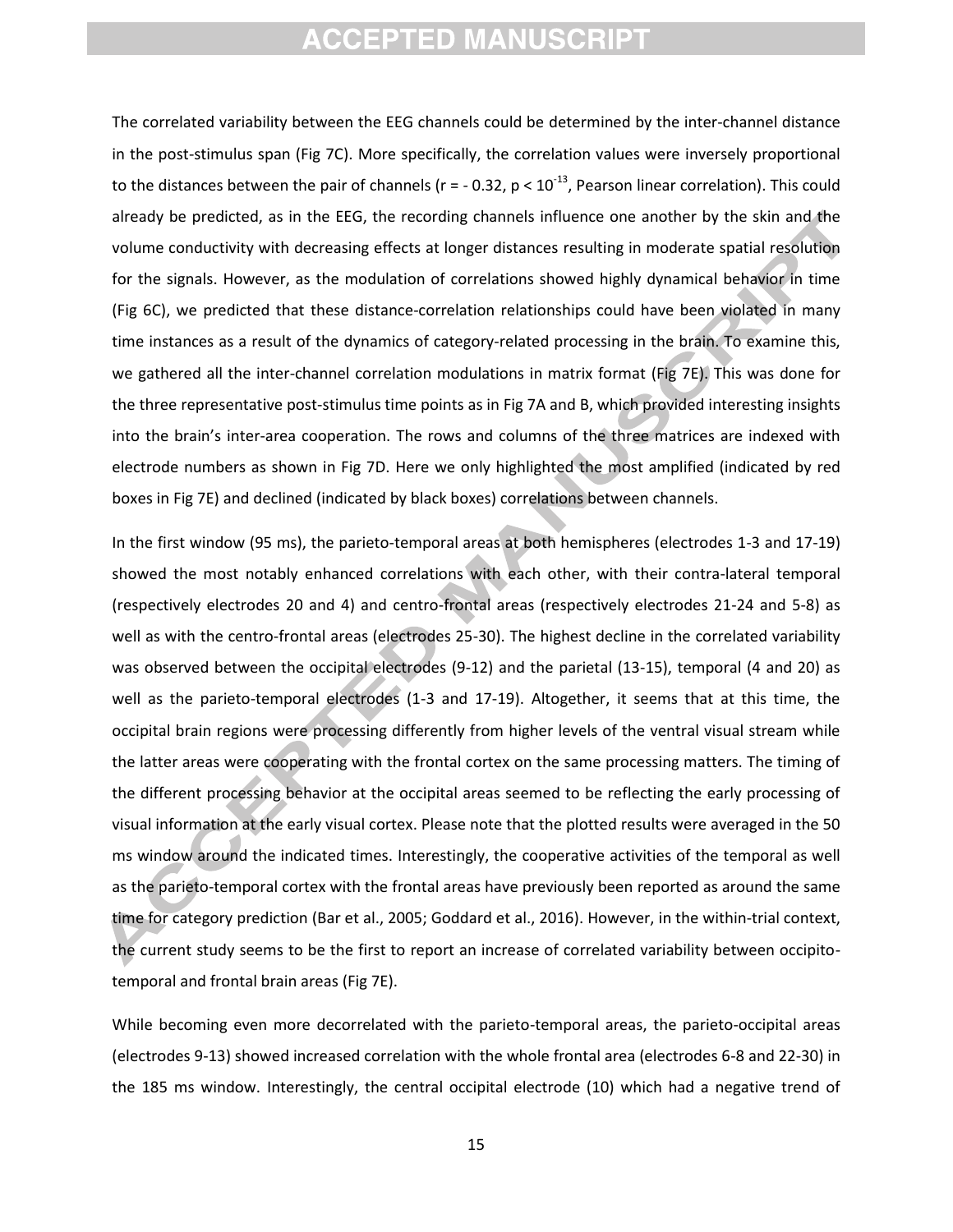The correlated variability between the EEG channels could be determined by the inter-channel distance in the post-stimulus span (Fig 7C). More specifically, the correlation values were inversely proportional to the distances between the pair of channels ($r = -0.32$, $p < 10^{-13}$, Pearson linear correlation). This could already be predicted, as in the EEG, the recording channels influence one another by the skin and the volume conductivity with decreasing effects at longer distances resulting in moderate spatial resolution for the signals. However, as the modulation of correlations showed highly dynamical behavior in time (Fig 6C), we predicted that these distance-correlation relationships could have been violated in many time instances as a result of the dynamics of category-related processing in the brain. To examine this, we gathered all the inter-channel correlation modulations in matrix format (Fig 7E). This was done for the three representative post-stimulus time points as in Fig 7A and B, which provided interesting insights into the brain's inter-area cooperation. The rows and columns of the three matrices are indexed with electrode numbers as shown in Fig 7D. Here we only highlighted the most amplified (indicated by red boxes in Fig 7E) and declined (indicated by black boxes) correlations between channels.

In the first window (95 ms), the parieto-temporal areas at both hemispheres (electrodes 1-3 and 17-19) showed the most notably enhanced correlations with each other, with their contra-lateral temporal (respectively electrodes 20 and 4) and centro-frontal areas (respectively electrodes 21-24 and 5-8) as well as with the centro-frontal areas (electrodes 25-30). The highest decline in the correlated variability was observed between the occipital electrodes (9-12) and the parietal (13-15), temporal (4 and 20) as well as the parieto-temporal electrodes (1-3 and 17-19). Altogether, it seems that at this time, the occipital brain regions were processing differently from higher levels of the ventral visual stream while the latter areas were cooperating with the frontal cortex on the same processing matters. The timing of the different processing behavior at the occipital areas seemed to be reflecting the early processing of visual information at the early visual cortex. Please note that the plotted results were averaged in the 50 ms window around the indicated times. Interestingly, the cooperative activities of the temporal as well as the parieto-temporal cortex with the frontal areas have previously been reported as around the same time for category prediction (Bar et al., 2005; Goddard et al., 2016). However, in the within-trial context, the current study seems to be the first to report an increase of correlated variability between occipito-temporal and frontal brain areas (Fig 7E).

While becoming even more decorrelated with the parieto-temporal areas, the parieto-occipital areas (electrodes 9-13) showed increased correlation with the whole frontal area (electrodes 6-8 and 22-30) in the 185 ms window. Interestingly, the central occipital electrode (10) which had a negative trend of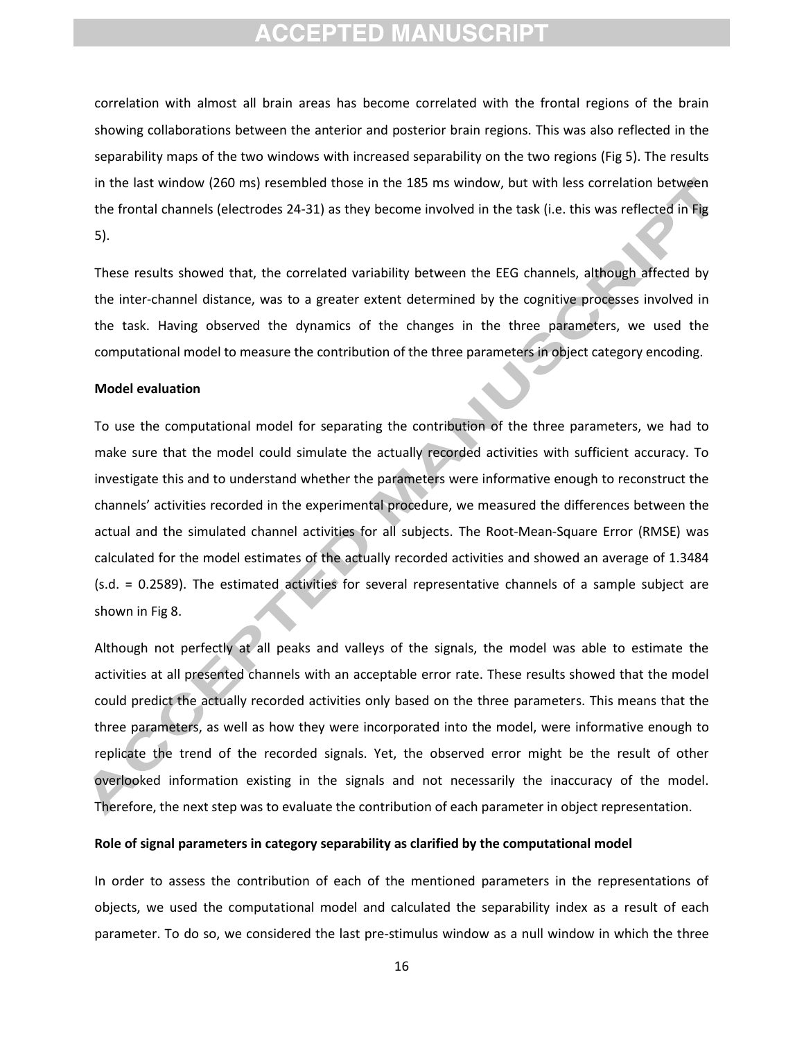correlation with almost all brain areas has become correlated with the frontal regions of the brain showing collaborations between the anterior and posterior brain regions. This was also reflected in the separability maps of the two windows with increased separability on the two regions (Fig 5). The results in the last window (260 ms) resembled those in the 185 ms window, but with less correlation between the frontal channels (electrodes 24-31) as they become involved in the task (i.e. this was reflected in Fig 5).

These results showed that, the correlated variability between the EEG channels, although affected by the inter-channel distance, was to a greater extent determined by the cognitive processes involved in the task. Having observed the dynamics of the changes in the three parameters, we used the computational model to measure the contribution of the three parameters in object category encoding.

**Model evaluation**

To use the computational model for separating the contribution of the three parameters, we had to make sure that the model could simulate the actually recorded activities with sufficient accuracy. To investigate this and to understand whether the parameters were informative enough to reconstruct the channels' activities recorded in the experimental procedure, we measured the differences between the actual and the simulated channel activities for all subjects. The Root-Mean-Square Error (RMSE) was calculated for the model estimates of the actually recorded activities and showed an average of 1.3484 (s.d. = 0.2589). The estimated activities for several representative channels of a sample subject are shown in Fig 8.

Although not perfectly at all peaks and valleys of the signals, the model was able to estimate the activities at all presented channels with an acceptable error rate. These results showed that the model could predict the actually recorded activities only based on the three parameters. This means that the three parameters, as well as how they were incorporated into the model, were informative enough to replicate the trend of the recorded signals. Yet, the observed error might be the result of other overlooked information existing in the signals and not necessarily the inaccuracy of the model. Therefore, the next step was to evaluate the contribution of each parameter in object representation.

**Role of signal parameters in category separability as clarified by the computational model**

In order to assess the contribution of each of the mentioned parameters in the representations of objects, we used the computational model and calculated the separability index as a result of each parameter. To do so, we considered the last pre-stimulus window as a null window in which the three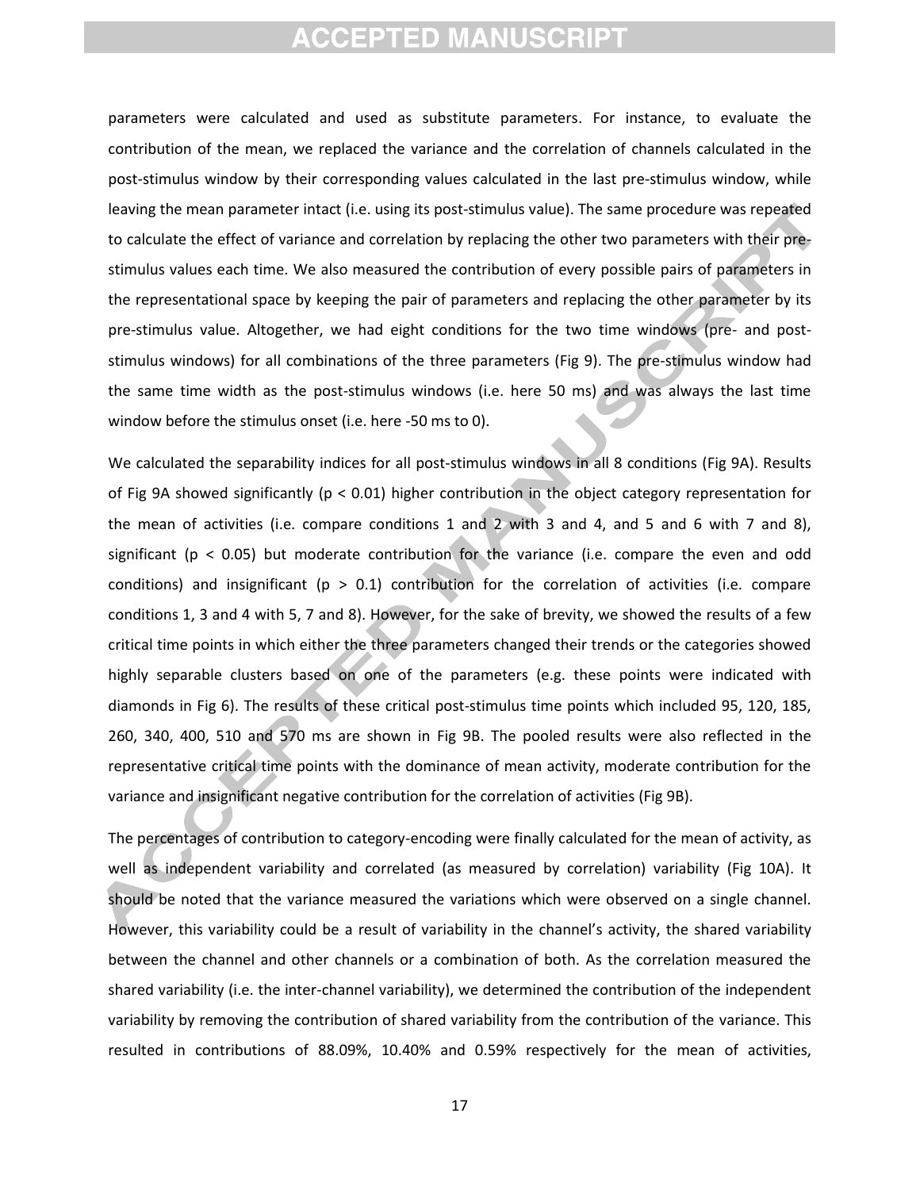parameters were calculated and used as substitute parameters. For instance, to evaluate the contribution of the mean, we replaced the variance and the correlation of channels calculated in the post-stimulus window by their corresponding values calculated in the last pre-stimulus window, while leaving the mean parameter intact (i.e. using its post-stimulus value). The same procedure was repeated to calculate the effect of variance and correlation by replacing the other two parameters with their pre-stimulus values each time. We also measured the contribution of every possible pairs of parameters in the representational space by keeping the pair of parameters and replacing the other parameter by its pre-stimulus value. Altogether, we had eight conditions for the two time windows (pre- and post-stimulus windows) for all combinations of the three parameters (Fig 9). The pre-stimulus window had the same time width as the post-stimulus windows (i.e. here 50 ms) and was always the last time window before the stimulus onset (i.e. here -50 ms to 0).

We calculated the separability indices for all post-stimulus windows in all 8 conditions (Fig 9A). Results of Fig 9A showed significantly ($p < 0.01$) higher contribution in the object category representation for the mean of activities (i.e. compare conditions 1 and 2 with 3 and 4, and 5 and 6 with 7 and 8), significant ($p < 0.05$) but moderate contribution for the variance (i.e. compare the even and odd conditions) and insignificant ($p > 0.1$) contribution for the correlation of activities (i.e. compare conditions 1, 3 and 4 with 5, 7 and 8). However, for the sake of brevity, we showed the results of a few critical time points in which either the three parameters changed their trends or the categories showed highly separable clusters based on one of the parameters (e.g. these points were indicated with diamonds in Fig 6). The results of these critical post-stimulus time points which included 95, 120, 185, 260, 340, 400, 510 and 570 ms are shown in Fig 9B. The pooled results were also reflected in the representative critical time points with the dominance of mean activity, moderate contribution for the variance and insignificant negative contribution for the correlation of activities (Fig 9B).

The percentages of contribution to category-encoding were finally calculated for the mean of activity, as well as independent variability and correlated (as measured by correlation) variability (Fig 10A). It should be noted that the variance measured the variations which were observed on a single channel. However, this variability could be a result of variability in the channel's activity, the shared variability between the channel and other channels or a combination of both. As the correlation measured the shared variability (i.e. the inter-channel variability), we determined the contribution of the independent variability by removing the contribution of shared variability from the contribution of the variance. This resulted in contributions of 88.09%, 10.40% and 0.59% respectively for the mean of activities,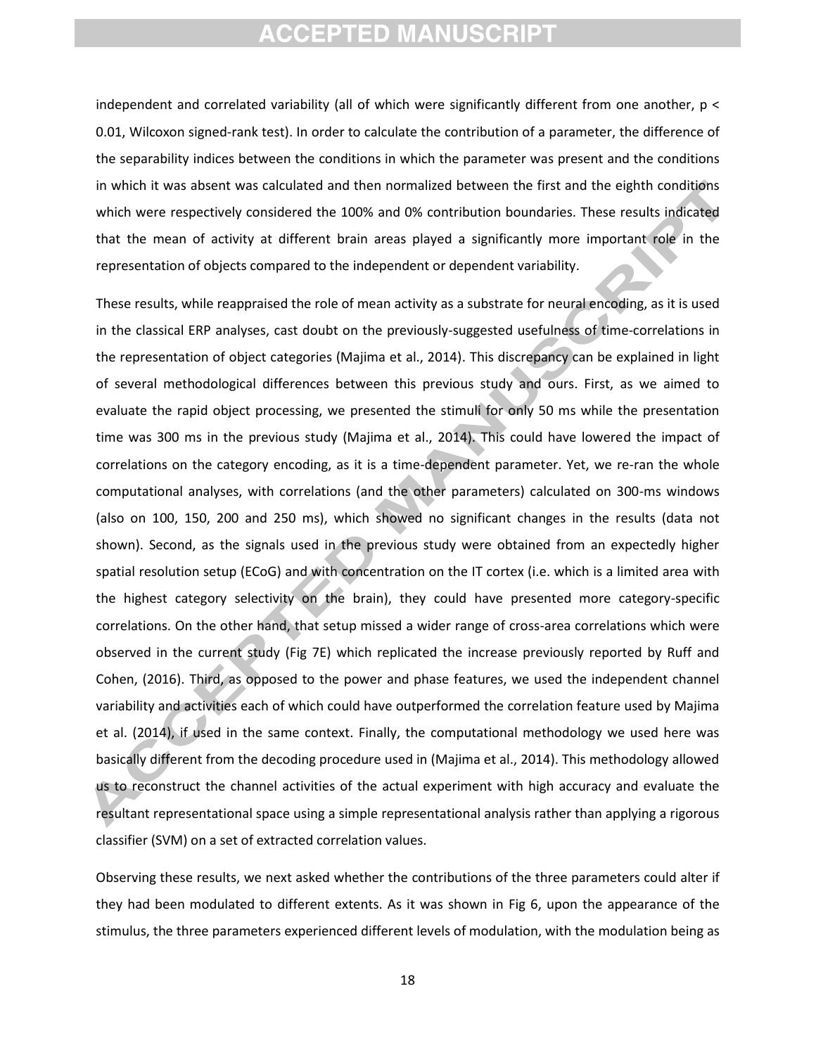independent and correlated variability (all of which were significantly different from one another, $p < 0.01$, Wilcoxon signed-rank test). In order to calculate the contribution of a parameter, the difference of the separability indices between the conditions in which the parameter was present and the conditions in which it was absent was calculated and then normalized between the first and the eighth conditions which were respectively considered the 100% and 0% contribution boundaries. These results indicated that the mean of activity at different brain areas played a significantly more important role in the representation of objects compared to the independent or dependent variability.

These results, while reappraised the role of mean activity as a substrate for neural encoding, as it is used in the classical ERP analyses, cast doubt on the previously-suggested usefulness of time-correlations in the representation of object categories (Majima et al., 2014). This discrepancy can be explained in light of several methodological differences between this previous study and ours. First, as we aimed to evaluate the rapid object processing, we presented the stimuli for only 50 ms while the presentation time was 300 ms in the previous study (Majima et al., 2014). This could have lowered the impact of correlations on the category encoding, as it is a time-dependent parameter. Yet, we re-ran the whole computational analyses, with correlations (and the other parameters) calculated on 300-ms windows (also on 100, 150, 200 and 250 ms), which showed no significant changes in the results (data not shown). Second, as the signals used in the previous study were obtained from an expectedly higher spatial resolution setup (ECoG) and with concentration on the IT cortex (i.e. which is a limited area with the highest category selectivity on the brain), they could have presented more category-specific correlations. On the other hand, that setup missed a wider range of cross-area correlations which were observed in the current study (Fig 7E) which replicated the increase previously reported by Ruff and Cohen, (2016). Third, as opposed to the power and phase features, we used the independent channel variability and activities each of which could have outperformed the correlation feature used by Majima et al. (2014), if used in the same context. Finally, the computational methodology we used here was basically different from the decoding procedure used in (Majima et al., 2014). This methodology allowed us to reconstruct the channel activities of the actual experiment with high accuracy and evaluate the resultant representational space using a simple representational analysis rather than applying a rigorous classifier (SVM) on a set of extracted correlation values.

Observing these results, we next asked whether the contributions of the three parameters could alter if they had been modulated to different extents. As it was shown in Fig 6, upon the appearance of the stimulus, the three parameters experienced different levels of modulation, with the modulation being as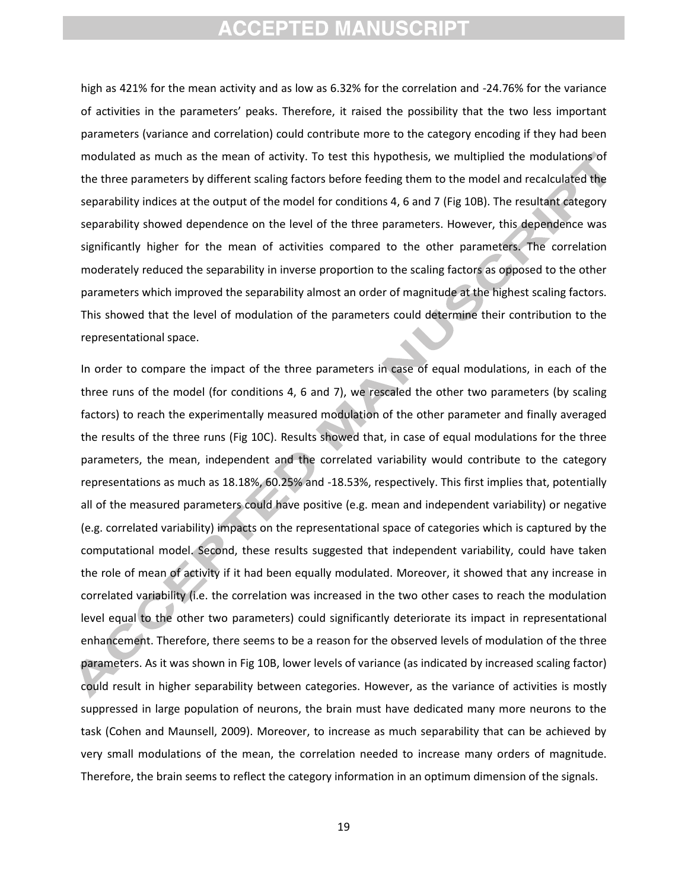high as 421% for the mean activity and as low as 6.32% for the correlation and -24.76% for the variance of activities in the parameters' peaks. Therefore, it raised the possibility that the two less important parameters (variance and correlation) could contribute more to the category encoding if they had been modulated as much as the mean of activity. To test this hypothesis, we multiplied the modulations of the three parameters by different scaling factors before feeding them to the model and recalculated the separability indices at the output of the model for conditions 4, 6 and 7 (Fig 10B). The resultant category separability showed dependence on the level of the three parameters. However, this dependence was significantly higher for the mean of activities compared to the other parameters. The correlation moderately reduced the separability in inverse proportion to the scaling factors as opposed to the other parameters which improved the separability almost an order of magnitude at the highest scaling factors. This showed that the level of modulation of the parameters could determine their contribution to the representational space.

In order to compare the impact of the three parameters in case of equal modulations, in each of the three runs of the model (for conditions 4, 6 and 7), we rescaled the other two parameters (by scaling factors) to reach the experimentally measured modulation of the other parameter and finally averaged the results of the three runs (Fig 10C). Results showed that, in case of equal modulations for the three parameters, the mean, independent and the correlated variability would contribute to the category representations as much as 18.18%, 60.25% and -18.53%, respectively. This first implies that, potentially all of the measured parameters could have positive (e.g. mean and independent variability) or negative (e.g. correlated variability) impacts on the representational space of categories which is captured by the computational model. Second, these results suggested that independent variability, could have taken the role of mean of activity if it had been equally modulated. Moreover, it showed that any increase in correlated variability (i.e. the correlation was increased in the two other cases to reach the modulation level equal to the other two parameters) could significantly deteriorate its impact in representational enhancement. Therefore, there seems to be a reason for the observed levels of modulation of the three parameters. As it was shown in Fig 10B, lower levels of variance (as indicated by increased scaling factor) could result in higher separability between categories. However, as the variance of activities is mostly suppressed in large population of neurons, the brain must have dedicated many more neurons to the task (Cohen and Maunsell, 2009). Moreover, to increase as much separability that can be achieved by very small modulations of the mean, the correlation needed to increase many orders of magnitude. Therefore, the brain seems to reflect the category information in an optimum dimension of the signals.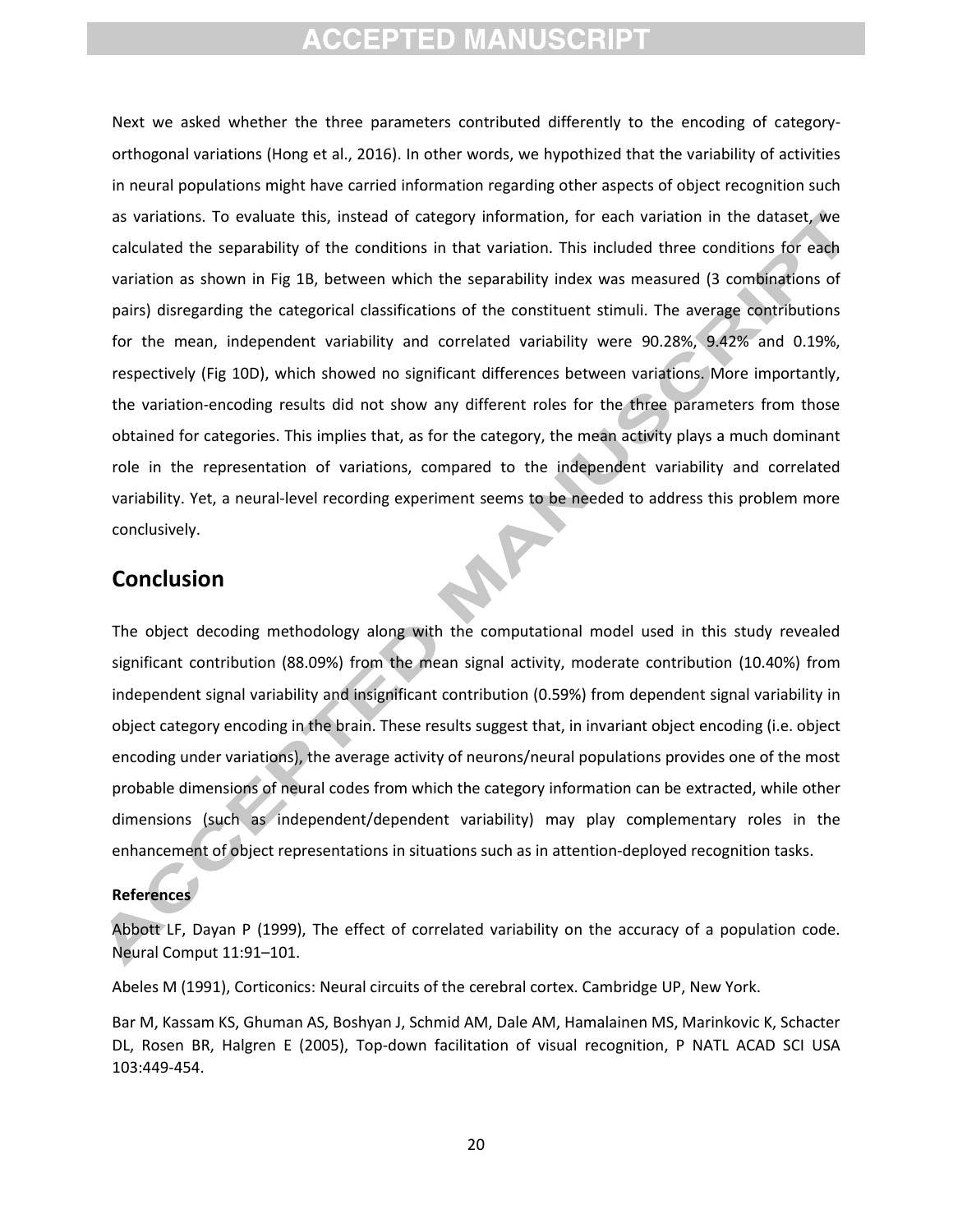Next we asked whether the three parameters contributed differently to the encoding of category-orthogonal variations (Hong et al., 2016). In other words, we hypothized that the variability of activities in neural populations might have carried information regarding other aspects of object recognition such as variations. To evaluate this, instead of category information, for each variation in the dataset, we calculated the separability of the conditions in that variation. This included three conditions for each variation as shown in Fig 1B, between which the separability index was measured (3 combinations of pairs) disregarding the categorical classifications of the constituent stimuli. The average contributions for the mean, independent variability and correlated variability were 90.28%, 9.42% and 0.19%, respectively (Fig 10D), which showed no significant differences between variations. More importantly, the variation-encoding results did not show any different roles for the three parameters from those obtained for categories. This implies that, as for the category, the mean activity plays a much dominant role in the representation of variations, compared to the independent variability and correlated variability. Yet, a neural-level recording experiment seems to be needed to address this problem more conclusively.

## Conclusion

The object decoding methodology along with the computational model used in this study revealed significant contribution (88.09%) from the mean signal activity, moderate contribution (10.40%) from independent signal variability and insignificant contribution (0.59%) from dependent signal variability in object category encoding in the brain. These results suggest that, in invariant object encoding (i.e. object encoding under variations), the average activity of neurons/neural populations provides one of the most probable dimensions of neural codes from which the category information can be extracted, while other dimensions (such as independent/dependent variability) may play complementary roles in the enhancement of object representations in situations such as in attention-deployed recognition tasks.

**References**

Abbott LF, Dayan P (1999), The effect of correlated variability on the accuracy of a population code. Neural Comput 11:91–101.

Abeles M (1991), Corticonics: Neural circuits of the cerebral cortex. Cambridge UP, New York.

Bar M, Kassam KS, Ghuman AS, Boshyan J, Schmid AM, Dale AM, Hamalainen MS, Marinkovic K, Schacter DL, Rosen BR, Halgren E (2005), Top-down facilitation of visual recognition, P NATL ACAD SCI USA 103:449-454.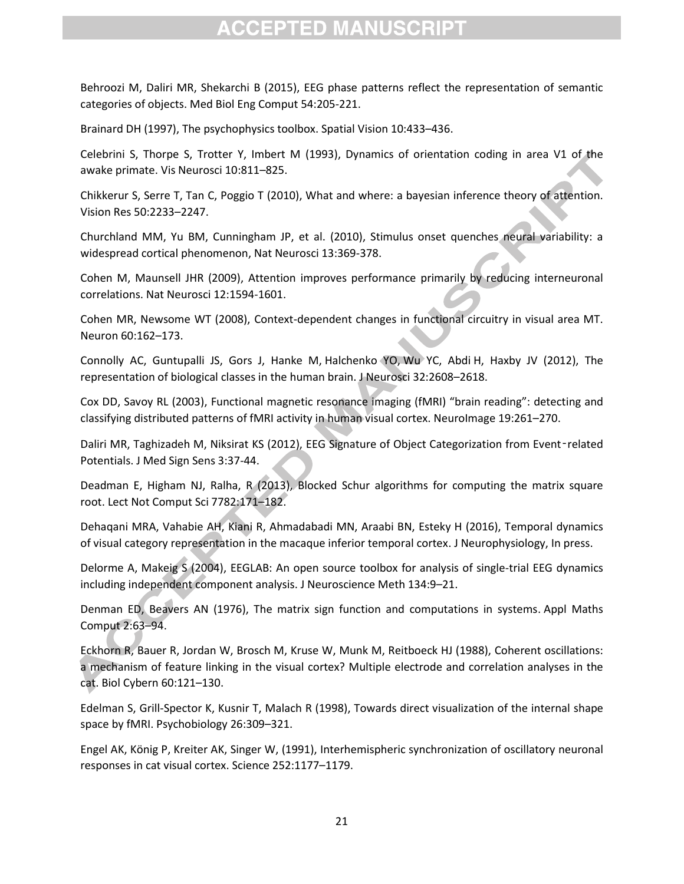Behroozi M, Daliri MR, Shekarchi B (2015), EEG phase patterns reflect the representation of semantic categories of objects. Med Biol Eng Comput 54:205-221.

Brainard DH (1997), The psychophysics toolbox. Spatial Vision 10:433–436.

Celebrini S, Thorpe S, Trotter Y, Imbert M (1993), Dynamics of orientation coding in area V1 of the awake primate. Vis Neurosci 10:811–825.

Chikkerur S, Serre T, Tan C, Poggio T (2010), What and where: a bayesian inference theory of attention. Vision Res 50:2233–2247.

Churchland MM, Yu BM, Cunningham JP, et al. (2010), Stimulus onset quenches neural variability: a widespread cortical phenomenon, Nat Neurosci 13:369-378.

Cohen M, Maunsell JHR (2009), Attention improves performance primarily by reducing interneuronal correlations. Nat Neurosci 12:1594-1601.

Cohen MR, Newsome WT (2008), Context-dependent changes in functional circuitry in visual area MT. Neuron 60:162–173.

Connolly AC, Guntupalli JS, Gors J, Hanke M, Halchenko YO, Wu YC, Abdi H, Haxby JV (2012), The representation of biological classes in the human brain. J Neurosci 32:2608–2618.

Cox DD, Savoy RL (2003), Functional magnetic resonance imaging (fMRI) "brain reading": detecting and classifying distributed patterns of fMRI activity in human visual cortex. NeuroImage 19:261–270.

Daliri MR, Taghizadeh M, Niksirat KS (2012), EEG Signature of Object Categorization from Event-related Potentials. J Med Sign Sens 3:37-44.

Deadman E, Higham NJ, Ralha, R (2013), Blocked Schur algorithms for computing the matrix square root. Lect Not Comput Sci 7782:171–182.

Dehaqani MRA, Vahabie AH, Kiani R, Ahmadabadi MN, Araabi BN, Esteky H (2016), Temporal dynamics of visual category representation in the macaque inferior temporal cortex. J Neurophysiology, In press.

Delorme A, Makeig S (2004), EEGLAB: An open source toolbox for analysis of single-trial EEG dynamics including independent component analysis. J Neuroscience Meth 134:9–21.

Denman ED, Beavers AN (1976), The matrix sign function and computations in systems. Appl Maths Comput 2:63–94.

Eckhorn R, Bauer R, Jordan W, Brosch M, Kruse W, Munk M, Reitboeck HJ (1988), Coherent oscillations: a mechanism of feature linking in the visual cortex? Multiple electrode and correlation analyses in the cat. Biol Cybern 60:121–130.

Edelman S, Grill-Spector K, Kusnir T, Malach R (1998), Towards direct visualization of the internal shape space by fMRI. Psychobiology 26:309–321.

Engel AK, König P, Kreiter AK, Singer W, (1991), Interhemispheric synchronization of oscillatory neuronal responses in cat visual cortex. Science 252:1177–1179.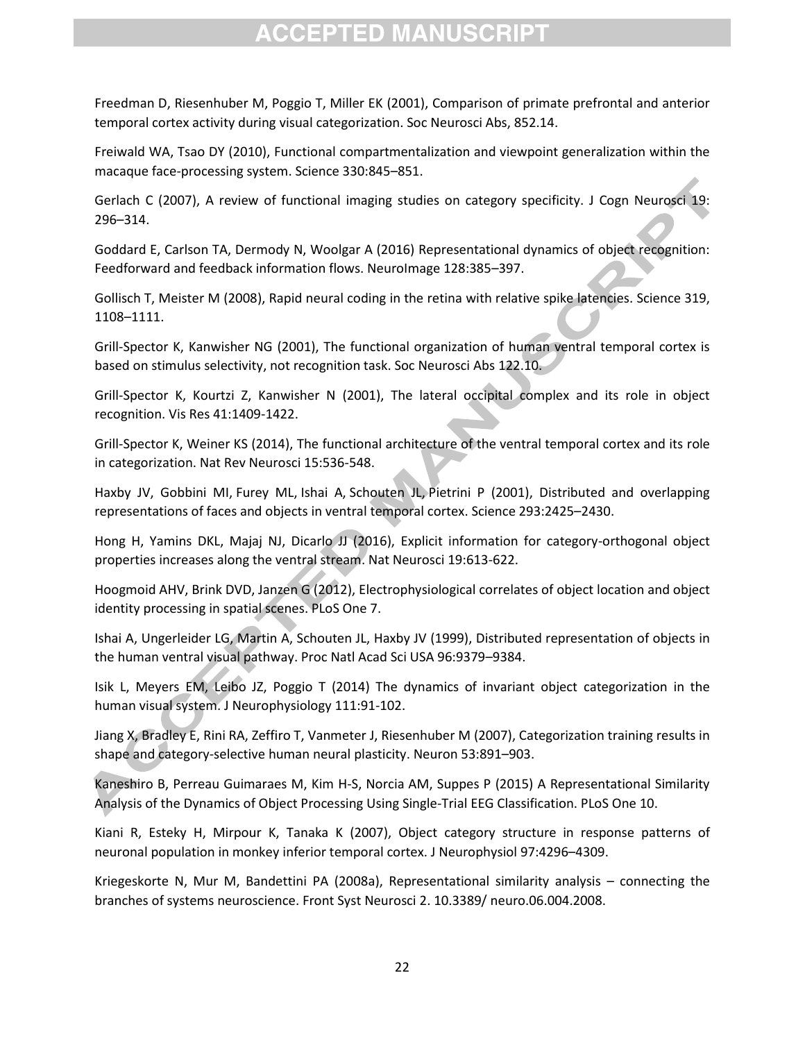Freedman D, Riesenhuber M, Poggio T, Miller EK (2001), Comparison of primate prefrontal and anterior temporal cortex activity during visual categorization. Soc Neurosci Abs, 852.14.

Freiwald WA, Tsao DY (2010), Functional compartmentalization and viewpoint generalization within the macaque face-processing system. Science 330:845–851.

Gerlach C (2007), A review of functional imaging studies on category specificity. J Cogn Neurosci 19: 296–314.

Goddard E, Carlson TA, Dermody N, Woolgar A (2016) Representational dynamics of object recognition: Feedforward and feedback information flows. NeuroImage 128:385–397.

Gollisch T, Meister M (2008), Rapid neural coding in the retina with relative spike latencies. Science 319, 1108–1111.

Grill-Spector K, Kanwisher NG (2001), The functional organization of human ventral temporal cortex is based on stimulus selectivity, not recognition task. Soc Neurosci Abs 122.10.

Grill-Spector K, Kourtzi Z, Kanwisher N (2001), The lateral occipital complex and its role in object recognition. Vis Res 41:1409-1422.

Grill-Spector K, Weiner KS (2014), The functional architecture of the ventral temporal cortex and its role in categorization. Nat Rev Neurosci 15:536-548.

Haxby JV, Gobbini MI, Furey ML, Ishai A, Schouten JL, Pietrini P (2001), Distributed and overlapping representations of faces and objects in ventral temporal cortex. Science 293:2425–2430.

Hong H, Yamins DKL, Majaj NJ, Dicarlo JJ (2016), Explicit information for category-orthogonal object properties increases along the ventral stream. Nat Neurosci 19:613-622.

Hoogmoid AHV, Brink DVD, Janzen G (2012), Electrophysiological correlates of object location and object identity processing in spatial scenes. PLoS One 7.

Ishai A, Ungerleider LG, Martin A, Schouten JL, Haxby JV (1999), Distributed representation of objects in the human ventral visual pathway. Proc Natl Acad Sci USA 96:9379–9384.

Isik L, Meyers EM, Leibo JZ, Poggio T (2014) The dynamics of invariant object categorization in the human visual system. J Neurophysiology 111:91-102.

Jiang X, Bradley E, Rini RA, Zeffiro T, Vanmeter J, Riesenhuber M (2007), Categorization training results in shape and category-selective human neural plasticity. Neuron 53:891–903.

Kaneshiro B, Perreau Guimaraes M, Kim H-S, Norcia AM, Suppes P (2015) A Representational Similarity Analysis of the Dynamics of Object Processing Using Single-Trial EEG Classification. PLoS One 10.

Kiani R, Esteky H, Mirpour K, Tanaka K (2007), Object category structure in response patterns of neuronal population in monkey inferior temporal cortex. J Neurophysiol 97:4296–4309.

Kriegeskorte N, Mur M, Bandettini PA (2008a), Representational similarity analysis – connecting the branches of systems neuroscience. Front Syst Neurosci 2. 10.3389/ neuro.06.004.2008.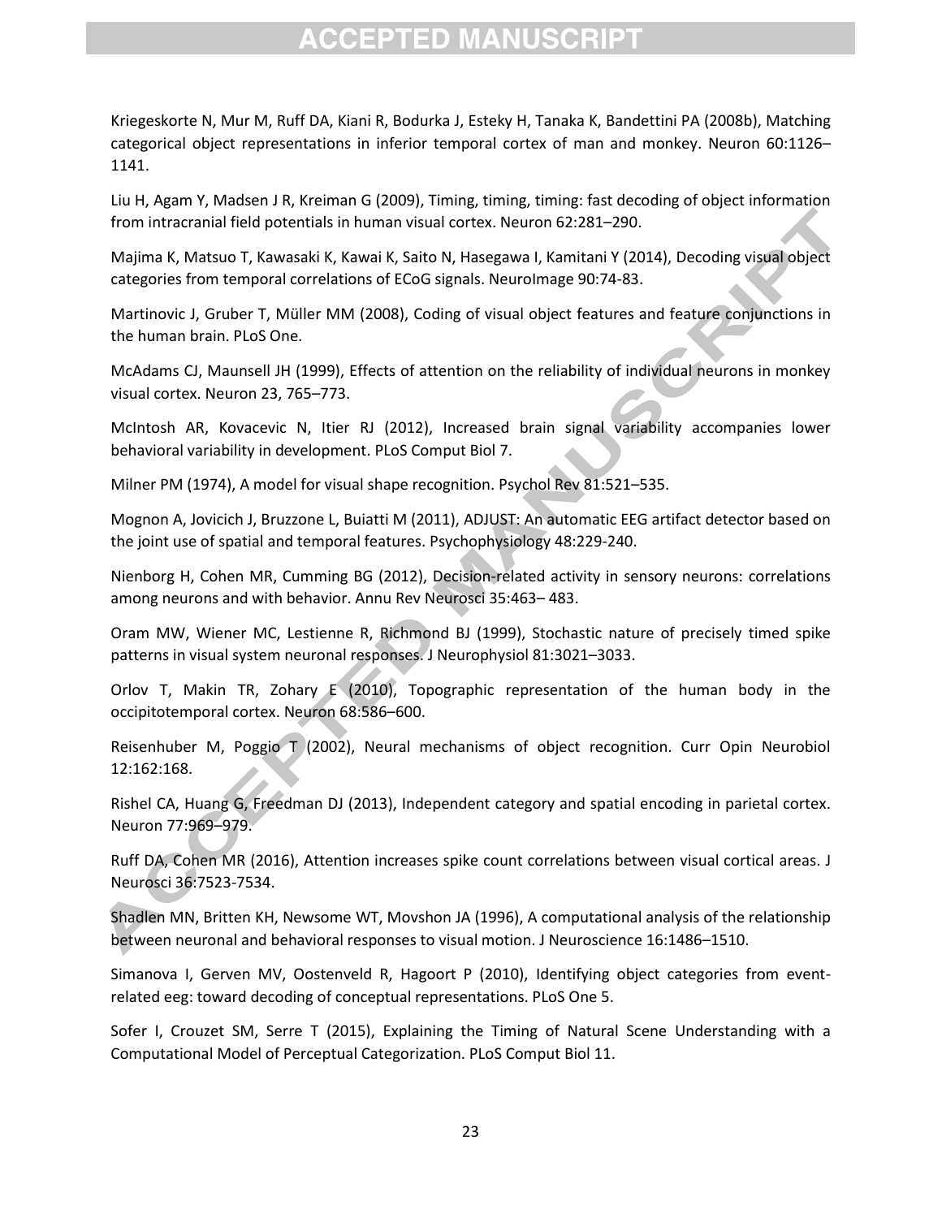Kriegeskorte N, Mur M, Ruff DA, Kiani R, Bodurka J, Esteky H, Tanaka K, Bandettini PA (2008b), Matching categorical object representations in inferior temporal cortex of man and monkey. Neuron 60:1126–1141.

Liu H, Agam Y, Madsen J R, Kreiman G (2009), Timing, timing, timing: fast decoding of object information from intracranial field potentials in human visual cortex. Neuron 62:281–290.

Majima K, Matsuo T, Kawasaki K, Kawai K, Saito N, Hasegawa I, Kamitani Y (2014), Decoding visual object categories from temporal correlations of ECoG signals. NeuroImage 90:74-83.

Martinovic J, Gruber T, Müller MM (2008), Coding of visual object features and feature conjunctions in the human brain. PLoS One.

McAdams CJ, Maunsell JH (1999), Effects of attention on the reliability of individual neurons in monkey visual cortex. Neuron 23, 765–773.

McIntosh AR, Kovacevic N, Itier RJ (2012), Increased brain signal variability accompanies lower behavioral variability in development. PLoS Comput Biol 7.

Milner PM (1974), A model for visual shape recognition. Psychol Rev 81:521–535.

Mognon A, Jovicich J, Bruzzone L, Buiatti M (2011), ADJUST: An automatic EEG artifact detector based on the joint use of spatial and temporal features. Psychophysiology 48:229-240.

Nienborg H, Cohen MR, Cumming BG (2012), Decision-related activity in sensory neurons: correlations among neurons and with behavior. Annu Rev Neurosci 35:463– 483.

Oram MW, Wiener MC, Lestienne R, Richmond BJ (1999), Stochastic nature of precisely timed spike patterns in visual system neuronal responses. J Neurophysiol 81:3021–3033.

Orlov T, Makin TR, Zohary E (2010), Topographic representation of the human body in the occipitotemporal cortex. Neuron 68:586–600.

Reisenhuber M, Poggio T (2002), Neural mechanisms of object recognition. Curr Opin Neurobiol 12:162:168.

Rishel CA, Huang G, Freedman DJ (2013), Independent category and spatial encoding in parietal cortex. Neuron 77:969–979.

Ruff DA, Cohen MR (2016), Attention increases spike count correlations between visual cortical areas. J Neurosci 36:7523-7534.

Shadlen MN, Britten KH, Newsome WT, Movshon JA (1996), A computational analysis of the relationship between neuronal and behavioral responses to visual motion. J Neuroscience 16:1486–1510.

Simanova I, Gerven MV, Oostenveld R, Hagoort P (2010), Identifying object categories from event-related eeg: toward decoding of conceptual representations. PLoS One 5.

Sofer I, Crouzet SM, Serre T (2015), Explaining the Timing of Natural Scene Understanding with a Computational Model of Perceptual Categorization. PLoS Comput Biol 11.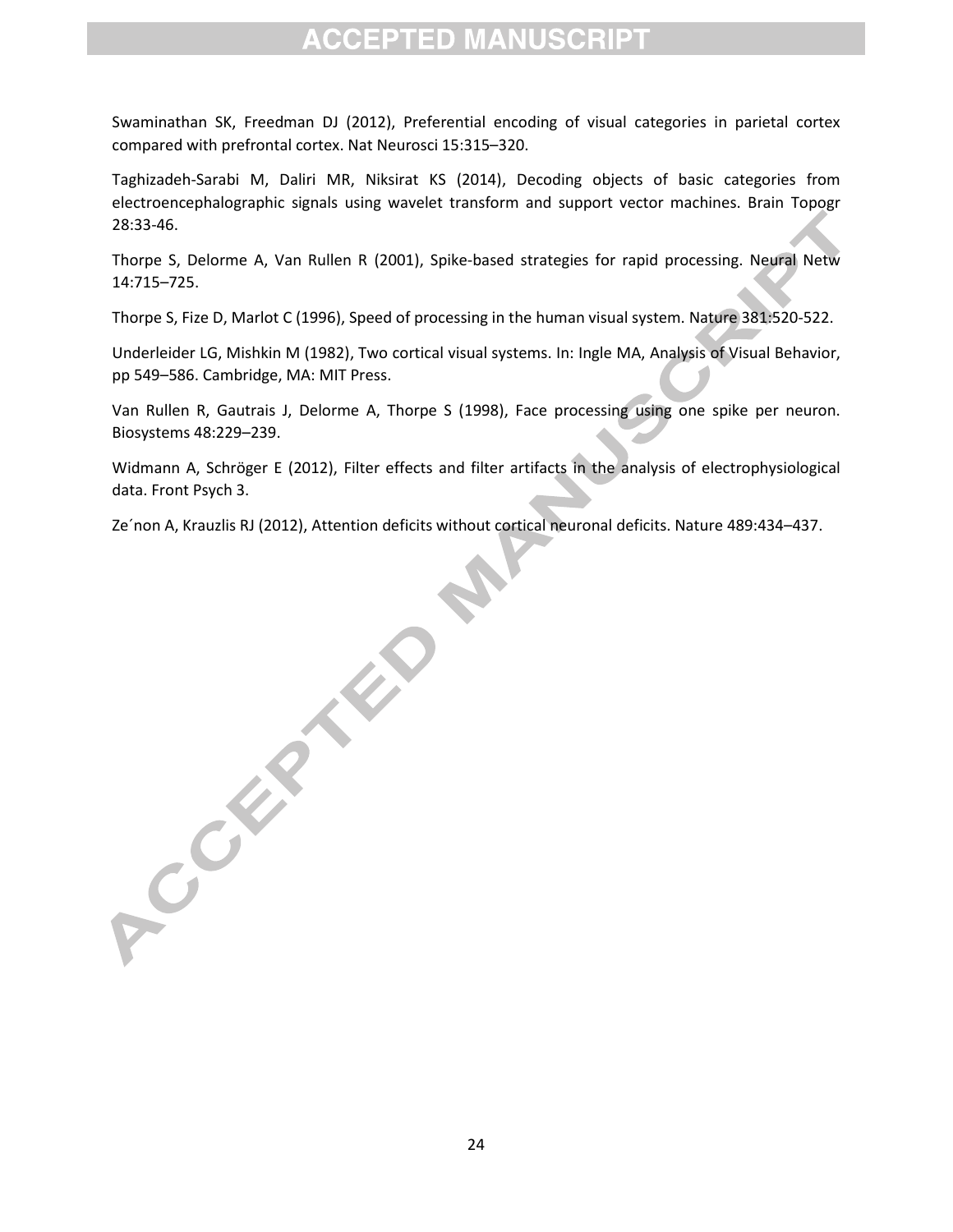Swaminathan SK, Freedman DJ (2012), Preferential encoding of visual categories in parietal cortex compared with prefrontal cortex. Nat Neurosci 15:315–320.

Taghizadeh-Sarabi M, Daliri MR, Niksirat KS (2014), Decoding objects of basic categories from electroencephalographic signals using wavelet transform and support vector machines. Brain Topogr 28:33-46.

Thorpe S, Delorme A, Van Rullen R (2001), Spike-based strategies for rapid processing. Neural Netw 14:715–725.

Thorpe S, Fize D, Marlot C (1996), Speed of processing in the human visual system. Nature 381:520-522.

Underleider LG, Mishkin M (1982), Two cortical visual systems. In: Ingle MA, Analysis of Visual Behavior, pp 549–586. Cambridge, MA: MIT Press.

Van Rullen R, Gautrais J, Delorme A, Thorpe S (1998), Face processing using one spike per neuron. Biosystems 48:229–239.

Widmann A, Schröger E (2012), Filter effects and filter artifacts in the analysis of electrophysiological data. Front Psych 3.

Ze´non A, Krauzlis RJ (2012), Attention deficits without cortical neuronal deficits. Nature 489:434–437.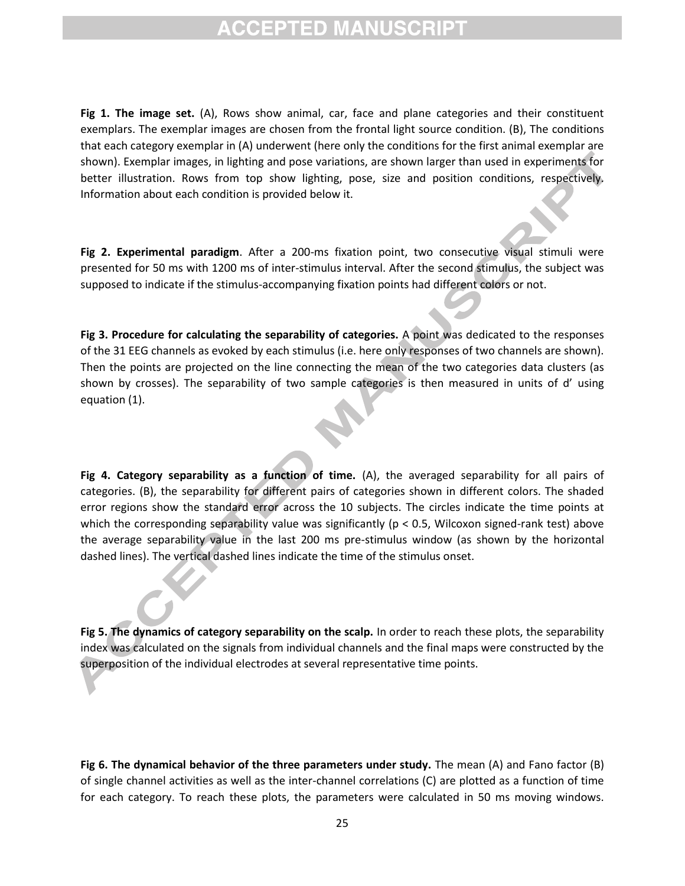**Fig 1. The image set.** (A), Rows show animal, car, face and plane categories and their constituent exemplars. The exemplar images are chosen from the frontal light source condition. (B), The conditions that each category exemplar in (A) underwent (here only the conditions for the first animal exemplar are shown). Exemplar images, in lighting and pose variations, are shown larger than used in experiments for better illustration. Rows from top show lighting, pose, size and position conditions, respectively. Information about each condition is provided below it.

**Fig 2. Experimental paradigm**. After a 200-ms fixation point, two consecutive visual stimuli were presented for 50 ms with 1200 ms of inter-stimulus interval. After the second stimulus, the subject was supposed to indicate if the stimulus-accompanying fixation points had different colors or not.

**Fig 3. Procedure for calculating the separability of categories.** A point was dedicated to the responses of the 31 EEG channels as evoked by each stimulus (i.e. here only responses of two channels are shown). Then the points are projected on the line connecting the mean of the two categories data clusters (as shown by crosses). The separability of two sample categories is then measured in units of d' using equation (1).

**Fig 4. Category separability as a function of time.** (A), the averaged separability for all pairs of categories. (B), the separability for different pairs of categories shown in different colors. The shaded error regions show the standard error across the 10 subjects. The circles indicate the time points at which the corresponding separability value was significantly ($p < 0.5$, Wilcoxon signed-rank test) above the average separability value in the last 200 ms pre-stimulus window (as shown by the horizontal dashed lines). The vertical dashed lines indicate the time of the stimulus onset.

**Fig 5. The dynamics of category separability on the scalp.** In order to reach these plots, the separability index was calculated on the signals from individual channels and the final maps were constructed by the superposition of the individual electrodes at several representative time points.

**Fig 6. The dynamical behavior of the three parameters under study.** The mean (A) and Fano factor (B) of single channel activities as well as the inter-channel correlations (C) are plotted as a function of time for each category. To reach these plots, the parameters were calculated in 50 ms moving windows.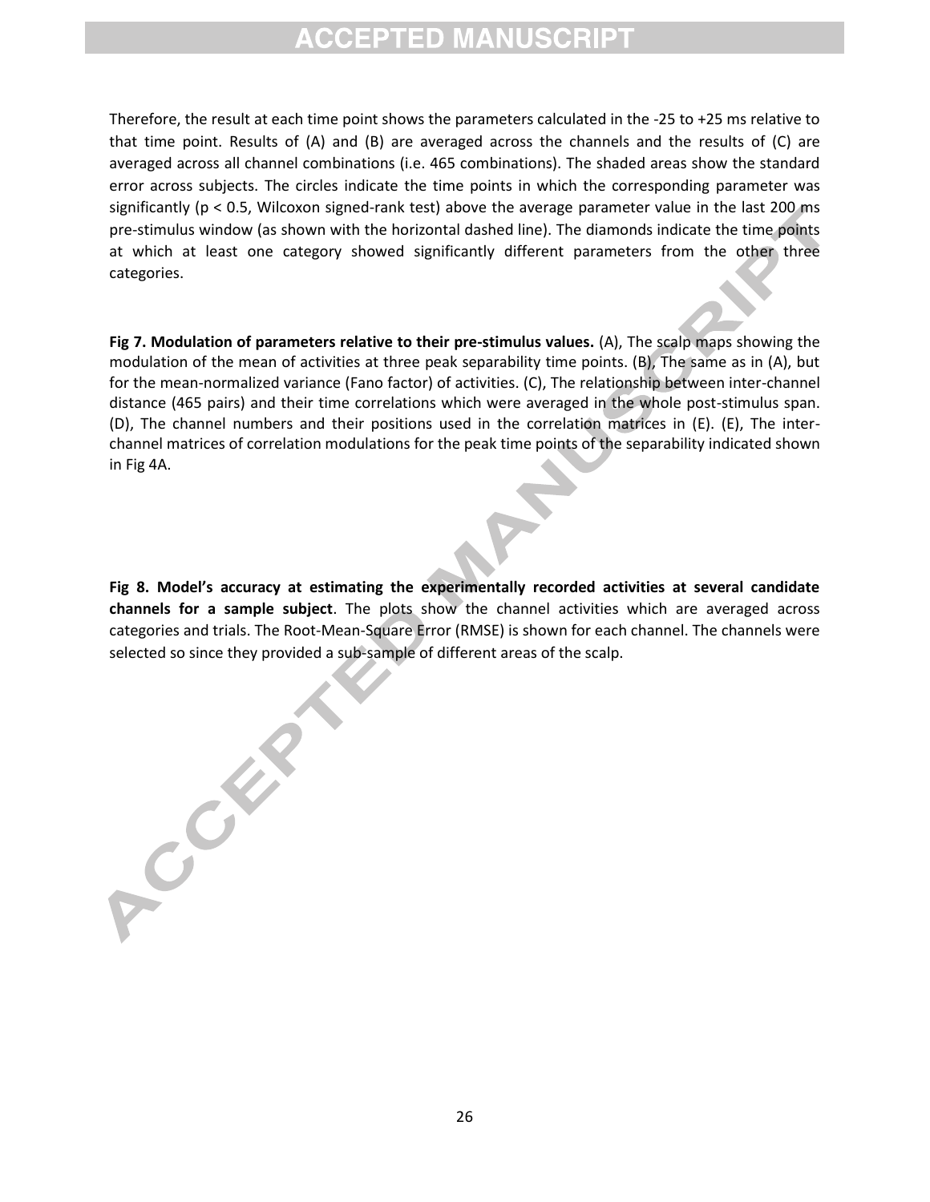Therefore, the result at each time point shows the parameters calculated in the -25 to +25 ms relative to that time point. Results of (A) and (B) are averaged across the channels and the results of (C) are averaged across all channel combinations (i.e. 465 combinations). The shaded areas show the standard error across subjects. The circles indicate the time points in which the corresponding parameter was significantly ($p < 0.5$, Wilcoxon signed-rank test) above the average parameter value in the last 200 ms pre-stimulus window (as shown with the horizontal dashed line). The diamonds indicate the time points at which at least one category showed significantly different parameters from the other three categories.

**Fig 7. Modulation of parameters relative to their pre-stimulus values.** (A), The scalp maps showing the modulation of the mean of activities at three peak separability time points. (B), The same as in (A), but for the mean-normalized variance (Fano factor) of activities. (C), The relationship between inter-channel distance (465 pairs) and their time correlations which were averaged in the whole post-stimulus span. (D), The channel numbers and their positions used in the correlation matrices in (E). (E), The inter-channel matrices of correlation modulations for the peak time points of the separability indicated shown in Fig 4A.

**Fig 8. Model's accuracy at estimating the experimentally recorded activities at several candidate channels for a sample subject**. The plots show the channel activities which are averaged across categories and trials. The Root-Mean-Square Error (RMSE) is shown for each channel. The channels were selected so since they provided a sub-sample of different areas of the scalp.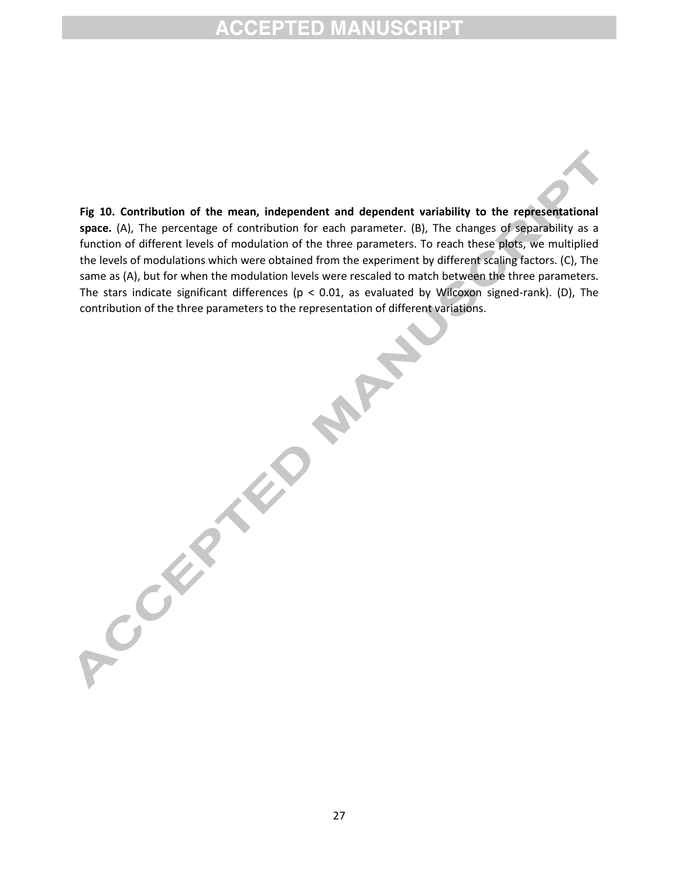**Fig 10. Contribution of the mean, independent and dependent variability to the representational space.** (A), The percentage of contribution for each parameter. (B), The changes of separability as a function of different levels of modulation of the three parameters. To reach these plots, we multiplied the levels of modulations which were obtained from the experiment by different scaling factors. (C), The same as (A), but for when the modulation levels were rescaled to match between the three parameters. The stars indicate significant differences ($p < 0.01$, as evaluated by Wilcoxon signed-rank). (D), The contribution of the three parameters to the representation of different variations.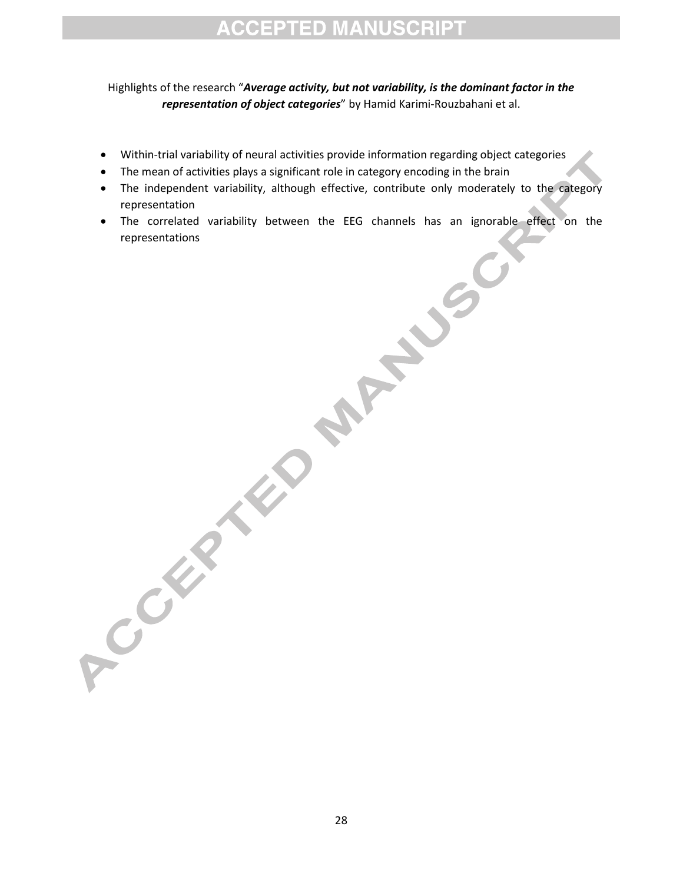Highlights of the research "***Average activity, but not variability, is the dominant factor in the representation of object categories***" by Hamid Karimi-Rouzbahani et al.

- Within-trial variability of neural activities provide information regarding object categories
- The mean of activities plays a significant role in category encoding in the brain
- The independent variability, although effective, contribute only moderately to the category representation
- The correlated variability between the EEG channels has an ignorable effect on the representations